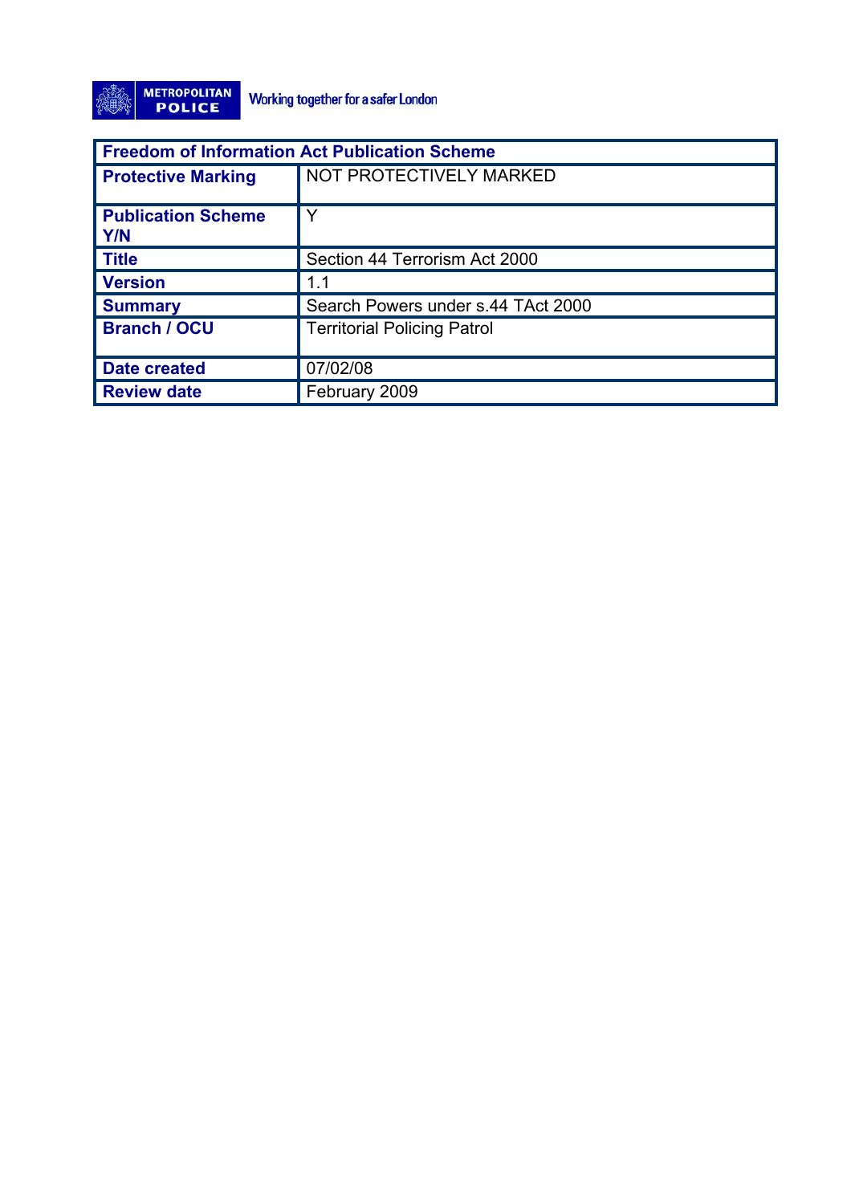METROPOLITAN POLICE Working together for a safer London

| Freedom of Information Act Publication Scheme | |
|---|---|
| **Protective Marking** | NOT PROTECTIVELY MARKED |
| **Publication Scheme Y/N** | Y |
| **Title** | Section 44 Terrorism Act 2000 |
| **Version** | 1.1 |
| **Summary** | Search Powers under s.44 TAct 2000 |
| **Branch / OCU** | Territorial Policing Patrol |
| **Date created** | 07/02/08 |
| **Review date** | February 2009 |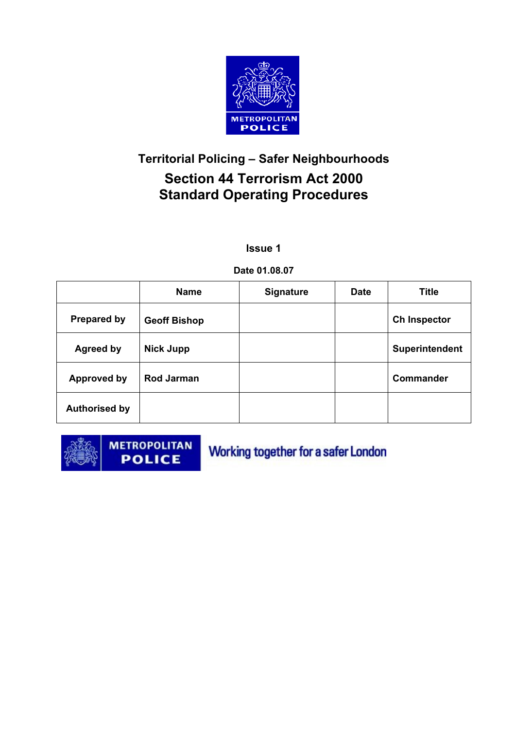METROPOLITAN POLICE

## Territorial Policing – Safer Neighbourhoods

# Section 44 Terrorism Act 2000 Standard Operating Procedures

**Issue 1**

**Date 01.08.07**

| | Name | Signature | Date | Title |
|---|---|---|---|---|
| Prepared by | Geoff Bishop | | | Ch Inspector |
| Agreed by | Nick Jupp | | | Superintendent |
| Approved by | Rod Jarman | | | Commander |
| Authorised by | | | | |

METROPOLITAN POLICE Working together for a safer London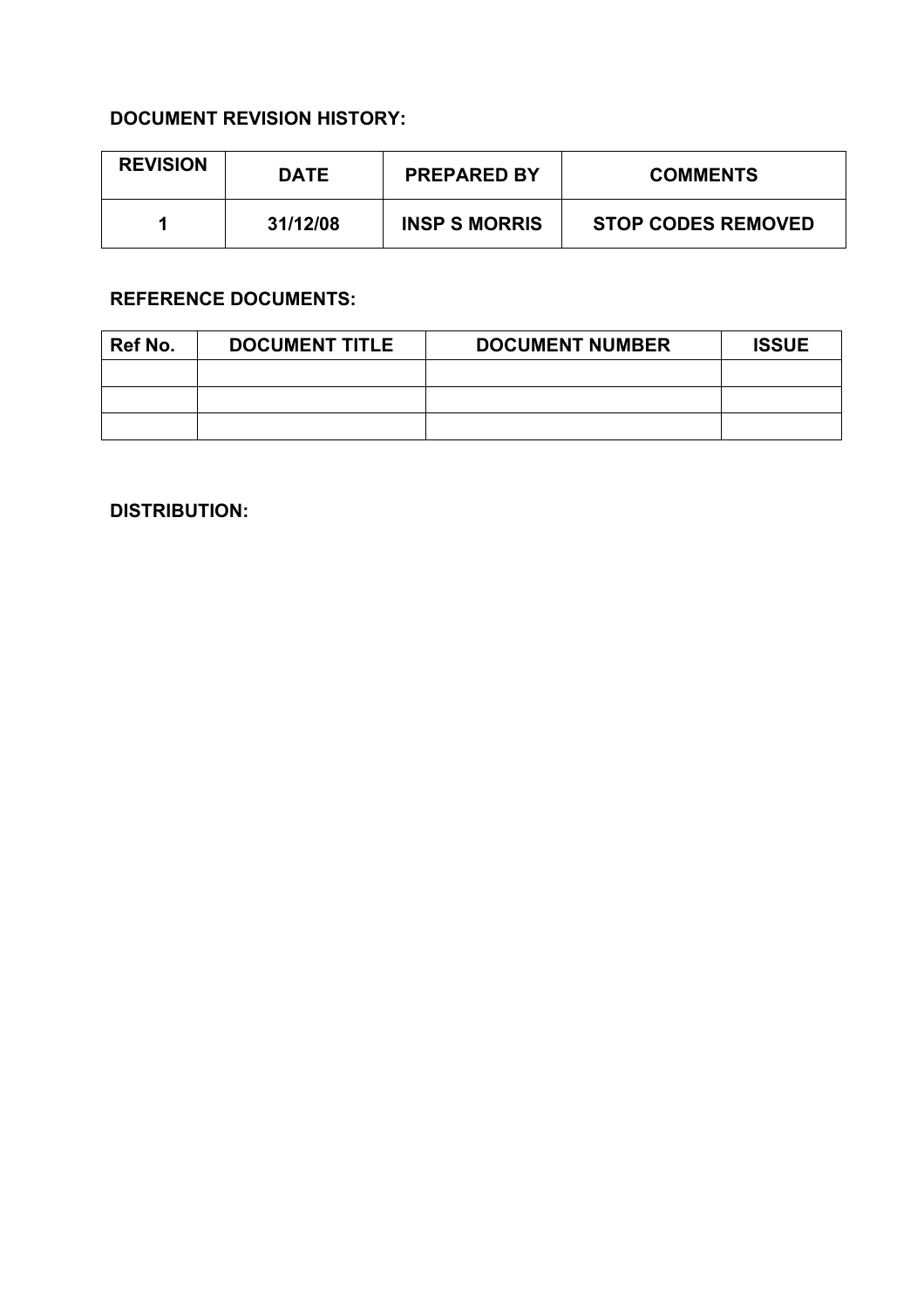**DOCUMENT REVISION HISTORY:**

| REVISION | DATE | PREPARED BY | COMMENTS |
|---|---|---|---|
| 1 | 31/12/08 | INSP S MORRIS | STOP CODES REMOVED |

**REFERENCE DOCUMENTS:**

| Ref No. | DOCUMENT TITLE | DOCUMENT NUMBER | ISSUE |
|---|---|---|---|
| | | | |
| | | | |
| | | | |

**DISTRIBUTION:**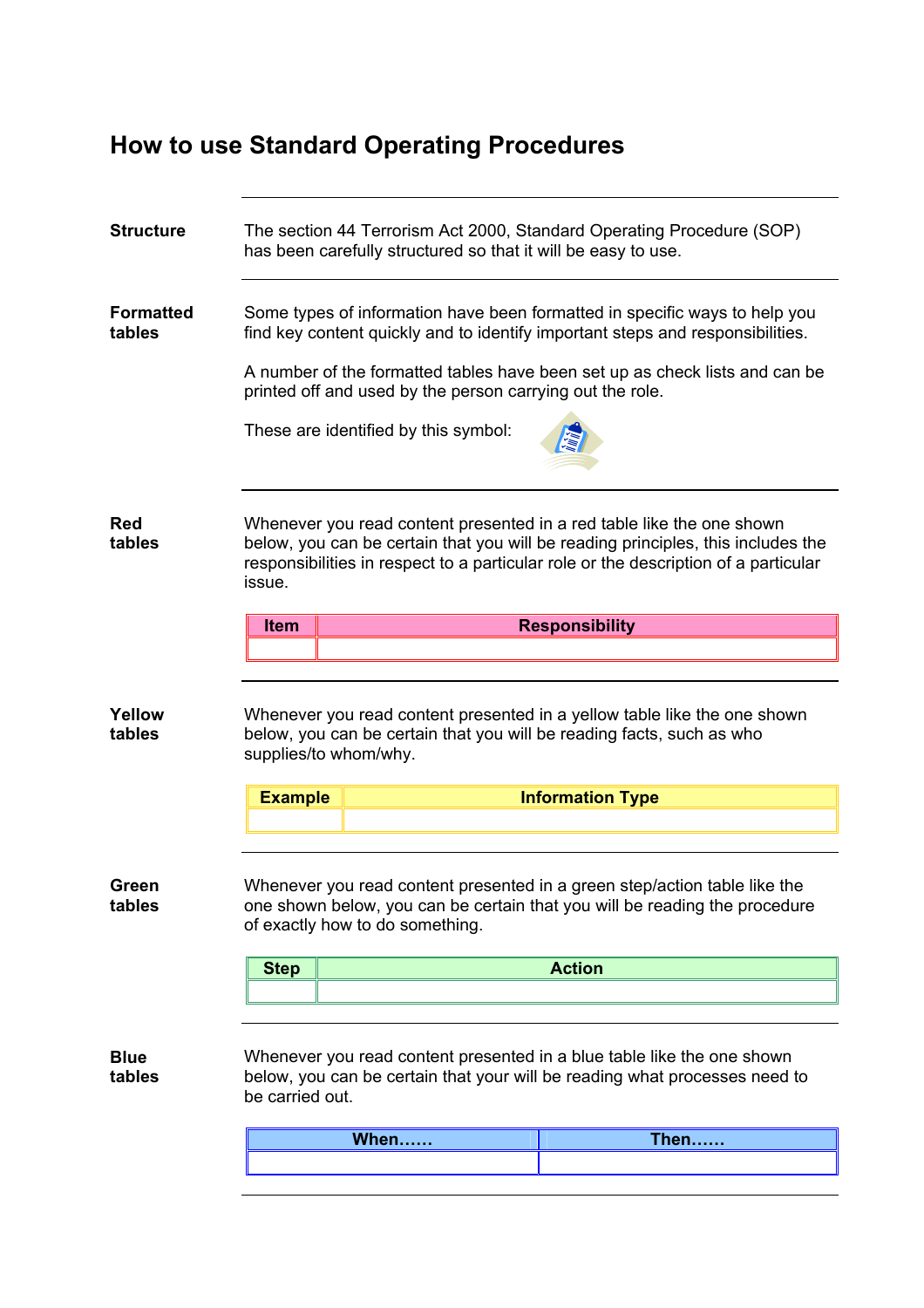# How to use Standard Operating Procedures

**Structure**

The section 44 Terrorism Act 2000, Standard Operating Procedure (SOP) has been carefully structured so that it will be easy to use.

**Formatted tables**

Some types of information have been formatted in specific ways to help you find key content quickly and to identify important steps and responsibilities.

A number of the formatted tables have been set up as check lists and can be printed off and used by the person carrying out the role.

These are identified by this symbol:

**Red tables**

Whenever you read content presented in a red table like the one shown below, you can be certain that you will be reading principles, this includes the responsibilities in respect to a particular role or the description of a particular issue.

| Item | Responsibility |
|---|---|
| | |

**Yellow tables**

Whenever you read content presented in a yellow table like the one shown below, you can be certain that you will be reading facts, such as who supplies/to whom/why.

| Example | Information Type |
|---|---|
| | |

**Green tables**

Whenever you read content presented in a green step/action table like the one shown below, you can be certain that you will be reading the procedure of exactly how to do something.

| Step | Action |
|---|---|
| | |

**Blue tables**

Whenever you read content presented in a blue table like the one shown below, you can be certain that your will be reading what processes need to be carried out.

| When…… | Then…… |
|---|---|
| | |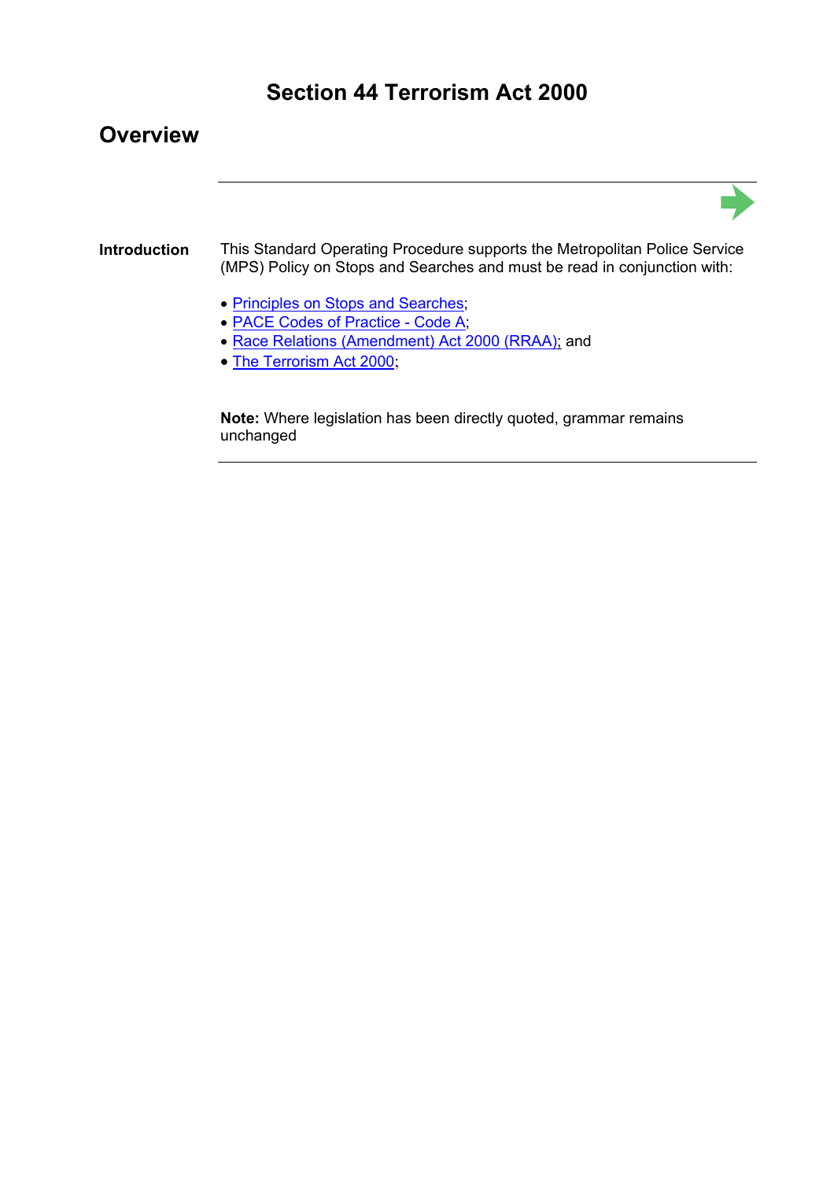# Section 44 Terrorism Act 2000

## Overview

**Introduction**

This Standard Operating Procedure supports the Metropolitan Police Service (MPS) Policy on Stops and Searches and must be read in conjunction with:

- Principles on Stops and Searches;
- PACE Codes of Practice - Code A;
- Race Relations (Amendment) Act 2000 (RRAA); and
- The Terrorism Act 2000;

**Note:** Where legislation has been directly quoted, grammar remains unchanged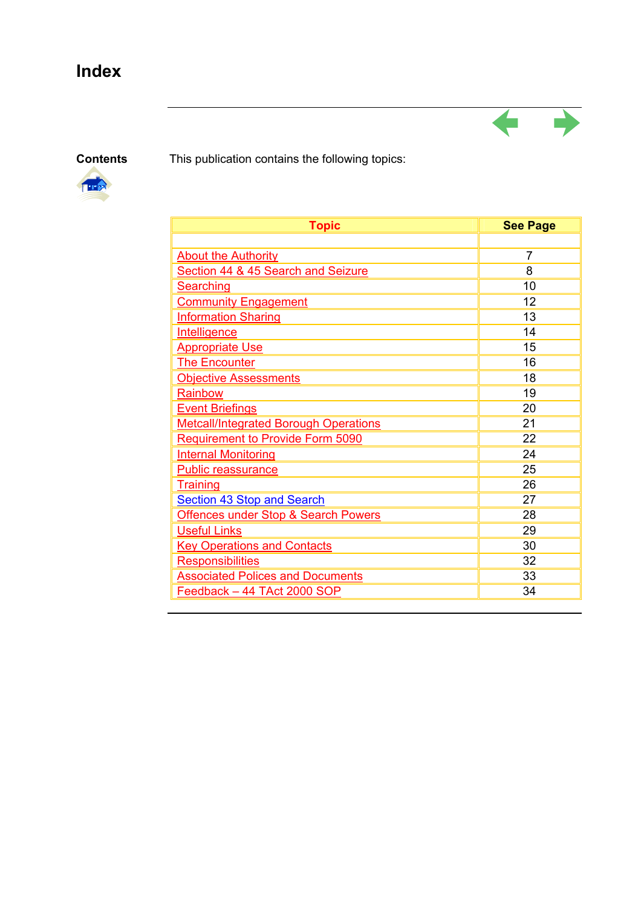# Index

**Contents**

This publication contains the following topics:

| Topic | See Page |
|---|---|
| | |
| About the Authority | 7 |
| Section 44 & 45 Search and Seizure | 8 |
| Searching | 10 |
| Community Engagement | 12 |
| Information Sharing | 13 |
| Intelligence | 14 |
| Appropriate Use | 15 |
| The Encounter | 16 |
| Objective Assessments | 18 |
| Rainbow | 19 |
| Event Briefings | 20 |
| Metcall/Integrated Borough Operations | 21 |
| Requirement to Provide Form 5090 | 22 |
| Internal Monitoring | 24 |
| Public reassurance | 25 |
| Training | 26 |
| Section 43 Stop and Search | 27 |
| Offences under Stop & Search Powers | 28 |
| Useful Links | 29 |
| Key Operations and Contacts | 30 |
| Responsibilities | 32 |
| Associated Polices and Documents | 33 |
| Feedback – 44 TAct 2000 SOP | 34 |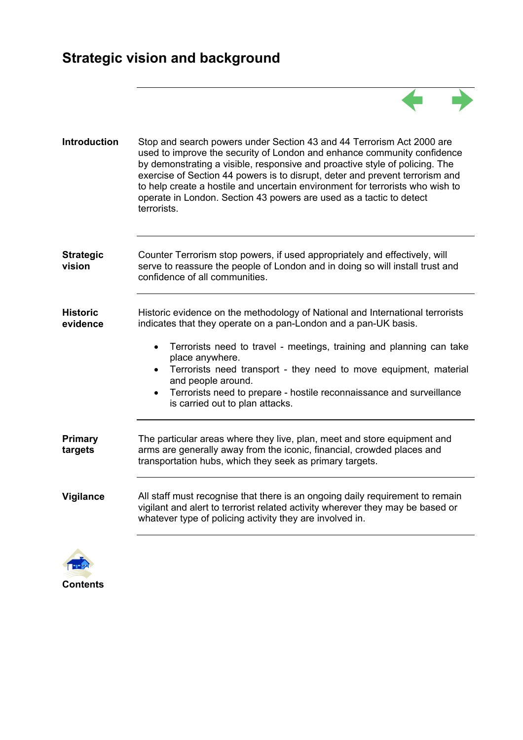# Strategic vision and background

**Introduction**

Stop and search powers under Section 43 and 44 Terrorism Act 2000 are used to improve the security of London and enhance community confidence by demonstrating a visible, responsive and proactive style of policing. The exercise of Section 44 powers is to disrupt, deter and prevent terrorism and to help create a hostile and uncertain environment for terrorists who wish to operate in London. Section 43 powers are used as a tactic to detect terrorists.

**Strategic vision**

Counter Terrorism stop powers, if used appropriately and effectively, will serve to reassure the people of London and in doing so will install trust and confidence of all communities.

**Historic evidence**

Historic evidence on the methodology of National and International terrorists indicates that they operate on a pan-London and a pan-UK basis.

- Terrorists need to travel - meetings, training and planning can take place anywhere.
- Terrorists need transport - they need to move equipment, material and people around.
- Terrorists need to prepare - hostile reconnaissance and surveillance is carried out to plan attacks.

**Primary targets**

The particular areas where they live, plan, meet and store equipment and arms are generally away from the iconic, financial, crowded places and transportation hubs, which they seek as primary targets.

**Vigilance**

All staff must recognise that there is an ongoing daily requirement to remain vigilant and alert to terrorist related activity wherever they may be based or whatever type of policing activity they are involved in.

**Contents**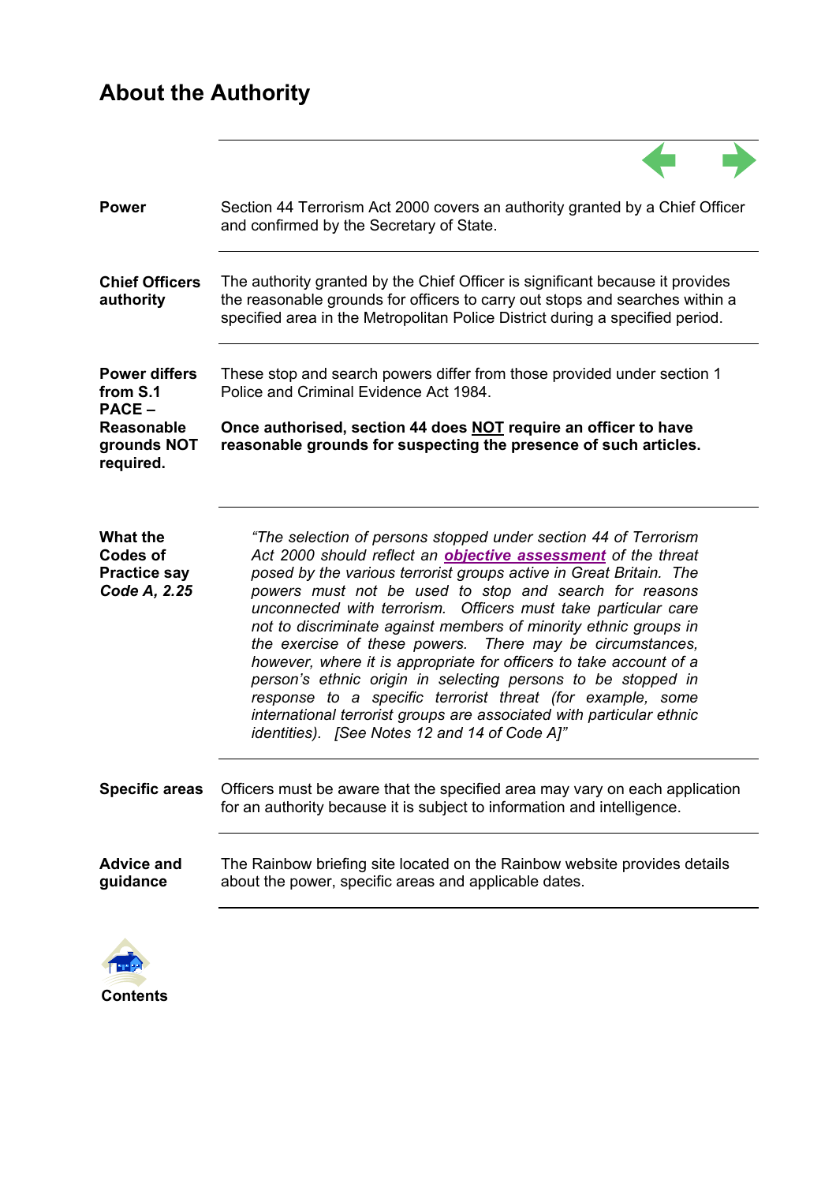# About the Authority

| | |
|---|---|
| **Power** | Section 44 Terrorism Act 2000 covers an authority granted by a Chief Officer and confirmed by the Secretary of State. |
| **Chief Officers authority** | The authority granted by the Chief Officer is significant because it provides the reasonable grounds for officers to carry out stops and searches within a specified area in the Metropolitan Police District during a specified period. |
| **Power differs from S.1 PACE – Reasonable grounds NOT required.** | These stop and search powers differ from those provided under section 1 Police and Criminal Evidence Act 1984. **Once authorised, section 44 does NOT require an officer to have reasonable grounds for suspecting the presence of such articles.** |
| **What the Codes of Practice say *Code A, 2.25*** | *"The selection of persons stopped under section 44 of Terrorism Act 2000 should reflect an **objective assessment** of the threat posed by the various terrorist groups active in Great Britain. The powers must not be used to stop and search for reasons unconnected with terrorism. Officers must take particular care not to discriminate against members of minority ethnic groups in the exercise of these powers. There may be circumstances, however, where it is appropriate for officers to take account of a person's ethnic origin in selecting persons to be stopped in response to a specific terrorist threat (for example, some international terrorist groups are associated with particular ethnic identities). [See Notes 12 and 14 of Code A]"* |
| **Specific areas** | Officers must be aware that the specified area may vary on each application for an authority because it is subject to information and intelligence. |
| **Advice and guidance** | The Rainbow briefing site located on the Rainbow website provides details about the power, specific areas and applicable dates. |

**Contents**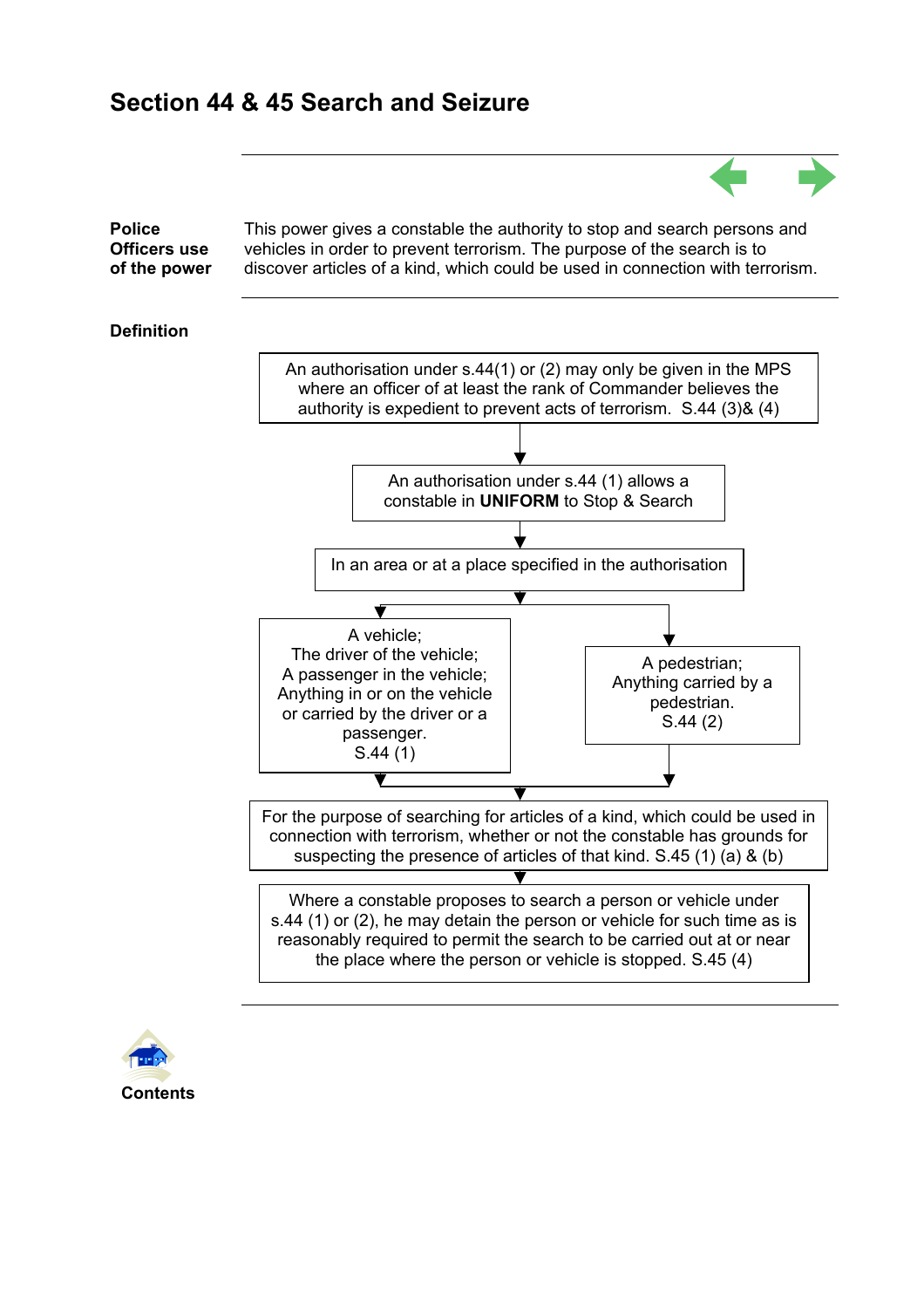# Section 44 & 45 Search and Seizure

**Police Officers use of the power**

This power gives a constable the authority to stop and search persons and vehicles in order to prevent terrorism. The purpose of the search is to discover articles of a kind, which could be used in connection with terrorism.

**Definition**

An authorisation under s.44(1) or (2) may only be given in the MPS where an officer of at least the rank of Commander believes the authority is expedient to prevent acts of terrorism. S.44 (3)& (4)

↓

An authorisation under s.44 (1) allows a constable in **UNIFORM** to Stop & Search

↓

In an area or at a place specified in the authorisation

↓

- A vehicle;
  The driver of the vehicle;
  A passenger in the vehicle;
  Anything in or on the vehicle or carried by the driver or a passenger.
  S.44 (1)

- A pedestrian;
  Anything carried by a pedestrian.
  S.44 (2)

↓

For the purpose of searching for articles of a kind, which could be used in connection with terrorism, whether or not the constable has grounds for suspecting the presence of articles of that kind. S.45 (1) (a) & (b)

↓

Where a constable proposes to search a person or vehicle under s.44 (1) or (2), he may detain the person or vehicle for such time as is reasonably required to permit the search to be carried out at or near the place where the person or vehicle is stopped. S.45 (4)

Contents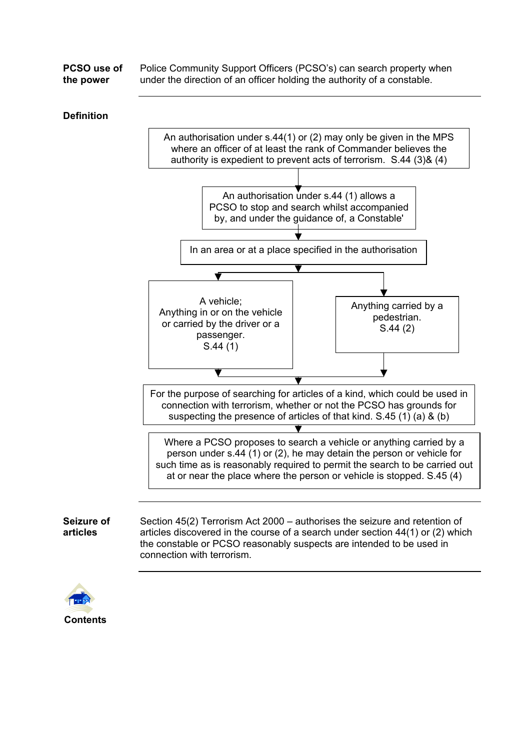**PCSO use of the power**

Police Community Support Officers (PCSO's) can search property when under the direction of an officer holding the authority of a constable.

**Definition**

An authorisation under s.44(1) or (2) may only be given in the MPS where an officer of at least the rank of Commander believes the authority is expedient to prevent acts of terrorism. S.44 (3)& (4)

↓

An authorisation under s.44 (1) allows a PCSO to stop and search whilst accompanied by, and under the guidance of, a Constable'

↓

In an area or at a place specified in the authorisation

↓

- A vehicle; Anything in or on the vehicle or carried by the driver or a passenger. S.44 (1)
- Anything carried by a pedestrian. S.44 (2)

↓

For the purpose of searching for articles of a kind, which could be used in connection with terrorism, whether or not the PCSO has grounds for suspecting the presence of articles of that kind. S.45 (1) (a) & (b)

↓

Where a PCSO proposes to search a vehicle or anything carried by a person under s.44 (1) or (2), he may detain the person or vehicle for such time as is reasonably required to permit the search to be carried out at or near the place where the person or vehicle is stopped. S.45 (4)

**Seizure of articles**

Section 45(2) Terrorism Act 2000 – authorises the seizure and retention of articles discovered in the course of a search under section 44(1) or (2) which the constable or PCSO reasonably suspects are intended to be used in connection with terrorism.

**Contents**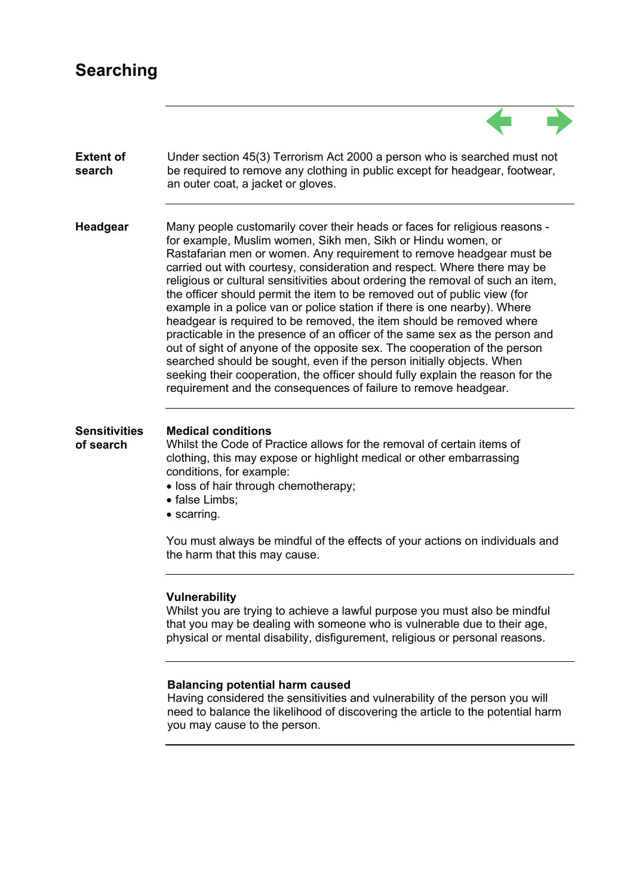# Searching

**Extent of search**

Under section 45(3) Terrorism Act 2000 a person who is searched must not be required to remove any clothing in public except for headgear, footwear, an outer coat, a jacket or gloves.

**Headgear**

Many people customarily cover their heads or faces for religious reasons - for example, Muslim women, Sikh men, Sikh or Hindu women, or Rastafarian men or women. Any requirement to remove headgear must be carried out with courtesy, consideration and respect. Where there may be religious or cultural sensitivities about ordering the removal of such an item, the officer should permit the item to be removed out of public view (for example in a police van or police station if there is one nearby). Where headgear is required to be removed, the item should be removed where practicable in the presence of an officer of the same sex as the person and out of sight of anyone of the opposite sex. The cooperation of the person searched should be sought, even if the person initially objects. When seeking their cooperation, the officer should fully explain the reason for the requirement and the consequences of failure to remove headgear.

**Sensitivities of search**

**Medical conditions**

Whilst the Code of Practice allows for the removal of certain items of clothing, this may expose or highlight medical or other embarrassing conditions, for example:

- loss of hair through chemotherapy;
- false Limbs;
- scarring.

You must always be mindful of the effects of your actions on individuals and the harm that this may cause.

**Vulnerability**

Whilst you are trying to achieve a lawful purpose you must also be mindful that you may be dealing with someone who is vulnerable due to their age, physical or mental disability, disfigurement, religious or personal reasons.

**Balancing potential harm caused**

Having considered the sensitivities and vulnerability of the person you will need to balance the likelihood of discovering the article to the potential harm you may cause to the person.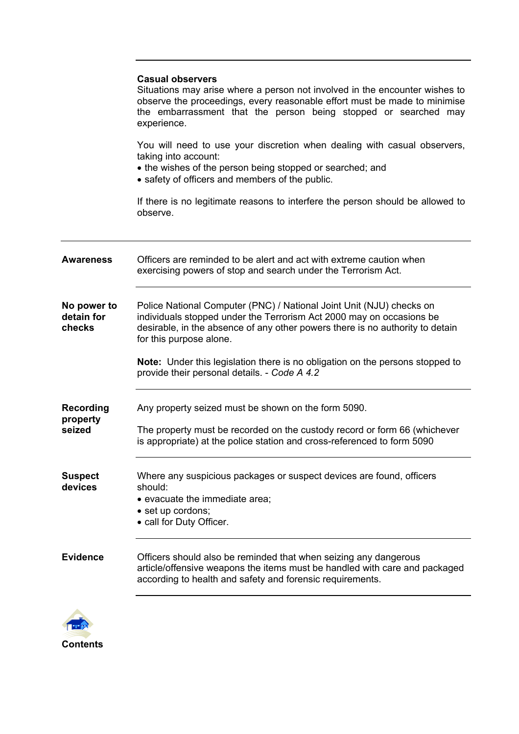**Casual observers**

Situations may arise where a person not involved in the encounter wishes to observe the proceedings, every reasonable effort must be made to minimise the embarrassment that the person being stopped or searched may experience.

You will need to use your discretion when dealing with casual observers, taking into account:

- the wishes of the person being stopped or searched; and
- safety of officers and members of the public.

If there is no legitimate reasons to interfere the person should be allowed to observe.

**Awareness**

Officers are reminded to be alert and act with extreme caution when exercising powers of stop and search under the Terrorism Act.

**No power to detain for checks**

Police National Computer (PNC) / National Joint Unit (NJU) checks on individuals stopped under the Terrorism Act 2000 may on occasions be desirable, in the absence of any other powers there is no authority to detain for this purpose alone.

**Note:** Under this legislation there is no obligation on the persons stopped to provide their personal details. - *Code A 4.2*

**Recording property seized**

Any property seized must be shown on the form 5090.

The property must be recorded on the custody record or form 66 (whichever is appropriate) at the police station and cross-referenced to form 5090

**Suspect devices**

Where any suspicious packages or suspect devices are found, officers should:

- evacuate the immediate area;
- set up cordons;
- call for Duty Officer.

**Evidence**

Officers should also be reminded that when seizing any dangerous article/offensive weapons the items must be handled with care and packaged according to health and safety and forensic requirements.

**Contents**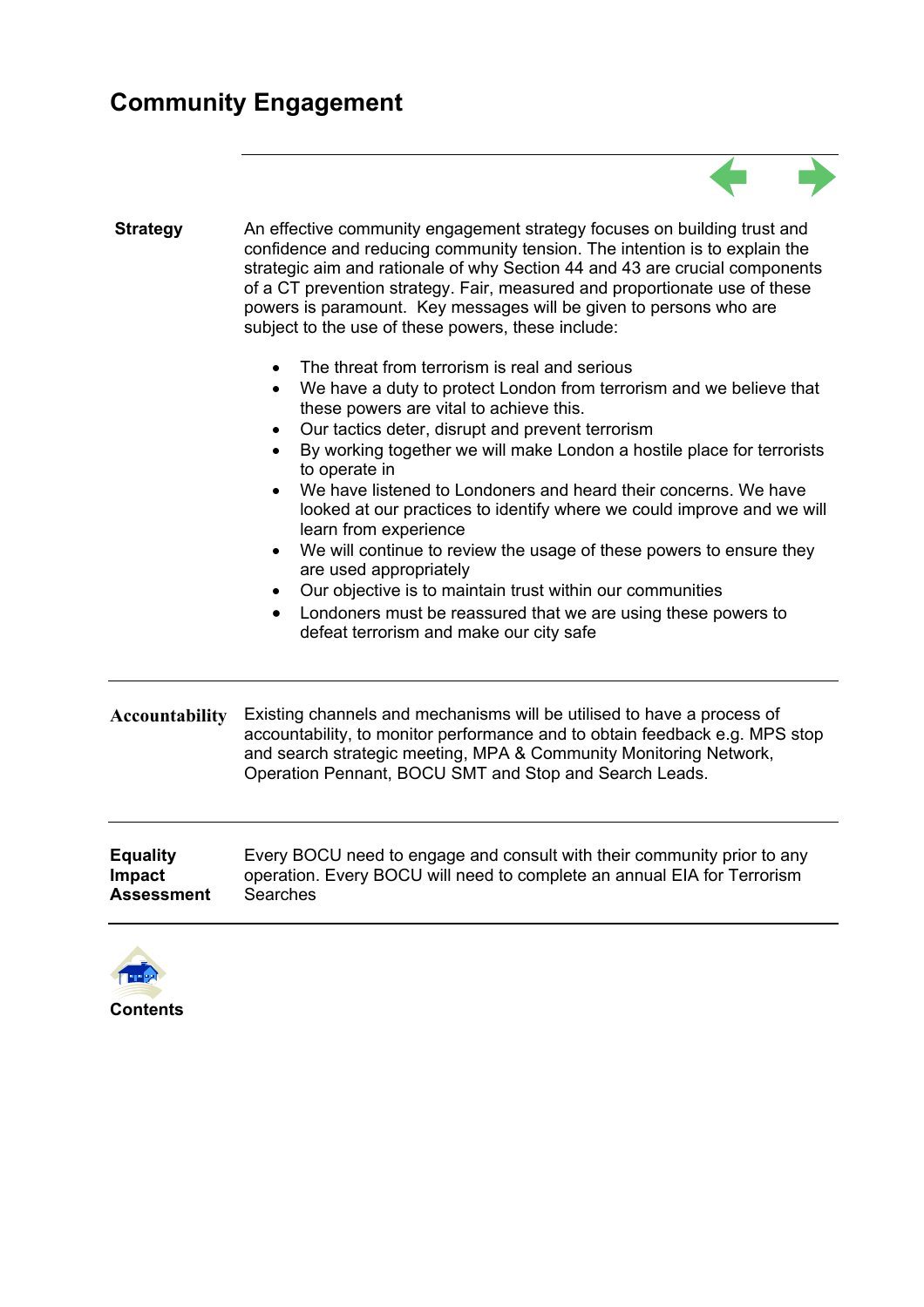# Community Engagement

**Strategy**

An effective community engagement strategy focuses on building trust and confidence and reducing community tension. The intention is to explain the strategic aim and rationale of why Section 44 and 43 are crucial components of a CT prevention strategy. Fair, measured and proportionate use of these powers is paramount. Key messages will be given to persons who are subject to the use of these powers, these include:

- The threat from terrorism is real and serious
- We have a duty to protect London from terrorism and we believe that these powers are vital to achieve this.
- Our tactics deter, disrupt and prevent terrorism
- By working together we will make London a hostile place for terrorists to operate in
- We have listened to Londoners and heard their concerns. We have looked at our practices to identify where we could improve and we will learn from experience
- We will continue to review the usage of these powers to ensure they are used appropriately
- Our objective is to maintain trust within our communities
- Londoners must be reassured that we are using these powers to defeat terrorism and make our city safe

**Accountability**

Existing channels and mechanisms will be utilised to have a process of accountability, to monitor performance and to obtain feedback e.g. MPS stop and search strategic meeting, MPA & Community Monitoring Network, Operation Pennant, BOCU SMT and Stop and Search Leads.

**Equality Impact Assessment**

Every BOCU need to engage and consult with their community prior to any operation. Every BOCU will need to complete an annual EIA for Terrorism Searches

**Contents**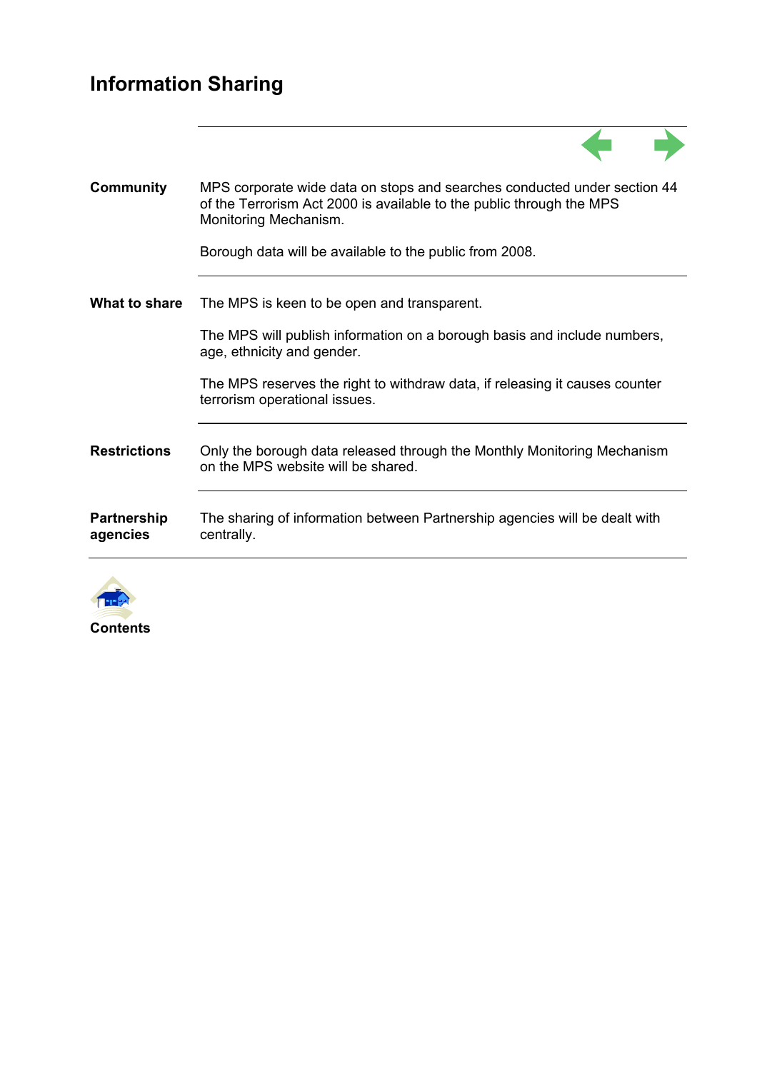# Information Sharing

| | |
|---|---|
| **Community** | MPS corporate wide data on stops and searches conducted under section 44 of the Terrorism Act 2000 is available to the public through the MPS Monitoring Mechanism.<br><br>Borough data will be available to the public from 2008. |
| **What to share** | The MPS is keen to be open and transparent.<br><br>The MPS will publish information on a borough basis and include numbers, age, ethnicity and gender.<br><br>The MPS reserves the right to withdraw data, if releasing it causes counter terrorism operational issues. |
| **Restrictions** | Only the borough data released through the Monthly Monitoring Mechanism on the MPS website will be shared. |
| **Partnership agencies** | The sharing of information between Partnership agencies will be dealt with centrally. |

**Contents**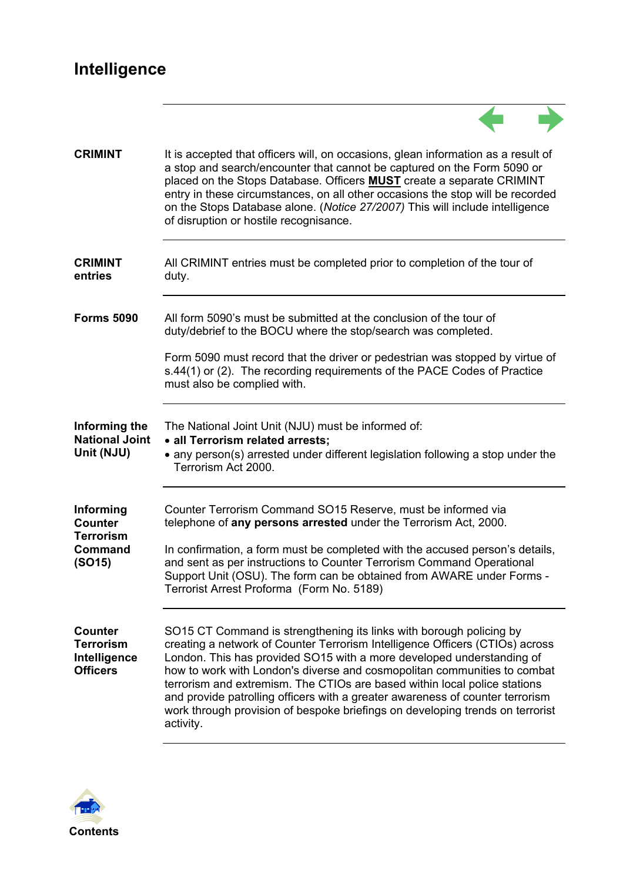# Intelligence

**CRIMINT**

It is accepted that officers will, on occasions, glean information as a result of a stop and search/encounter that cannot be captured on the Form 5090 or placed on the Stops Database. Officers **MUST** create a separate CRIMINT entry in these circumstances, on all other occasions the stop will be recorded on the Stops Database alone. (*Notice 27/2007)* This will include intelligence of disruption or hostile recognisance.

**CRIMINT entries**

All CRIMINT entries must be completed prior to completion of the tour of duty.

**Forms 5090**

All form 5090's must be submitted at the conclusion of the tour of duty/debrief to the BOCU where the stop/search was completed.

Form 5090 must record that the driver or pedestrian was stopped by virtue of s.44(1) or (2). The recording requirements of the PACE Codes of Practice must also be complied with.

**Informing the National Joint Unit (NJU)**

The National Joint Unit (NJU) must be informed of:

- **all Terrorism related arrests;**
- any person(s) arrested under different legislation following a stop under the Terrorism Act 2000.

**Informing Counter Terrorism Command (SO15)**

Counter Terrorism Command SO15 Reserve, must be informed via telephone of **any persons arrested** under the Terrorism Act, 2000.

In confirmation, a form must be completed with the accused person's details, and sent as per instructions to Counter Terrorism Command Operational Support Unit (OSU). The form can be obtained from AWARE under Forms - Terrorist Arrest Proforma (Form No. 5189)

**Counter Terrorism Intelligence Officers**

SO15 CT Command is strengthening its links with borough policing by creating a network of Counter Terrorism Intelligence Officers (CTIOs) across London. This has provided SO15 with a more developed understanding of how to work with London's diverse and cosmopolitan communities to combat terrorism and extremism. The CTIOs are based within local police stations and provide patrolling officers with a greater awareness of counter terrorism work through provision of bespoke briefings on developing trends on terrorist activity.

Contents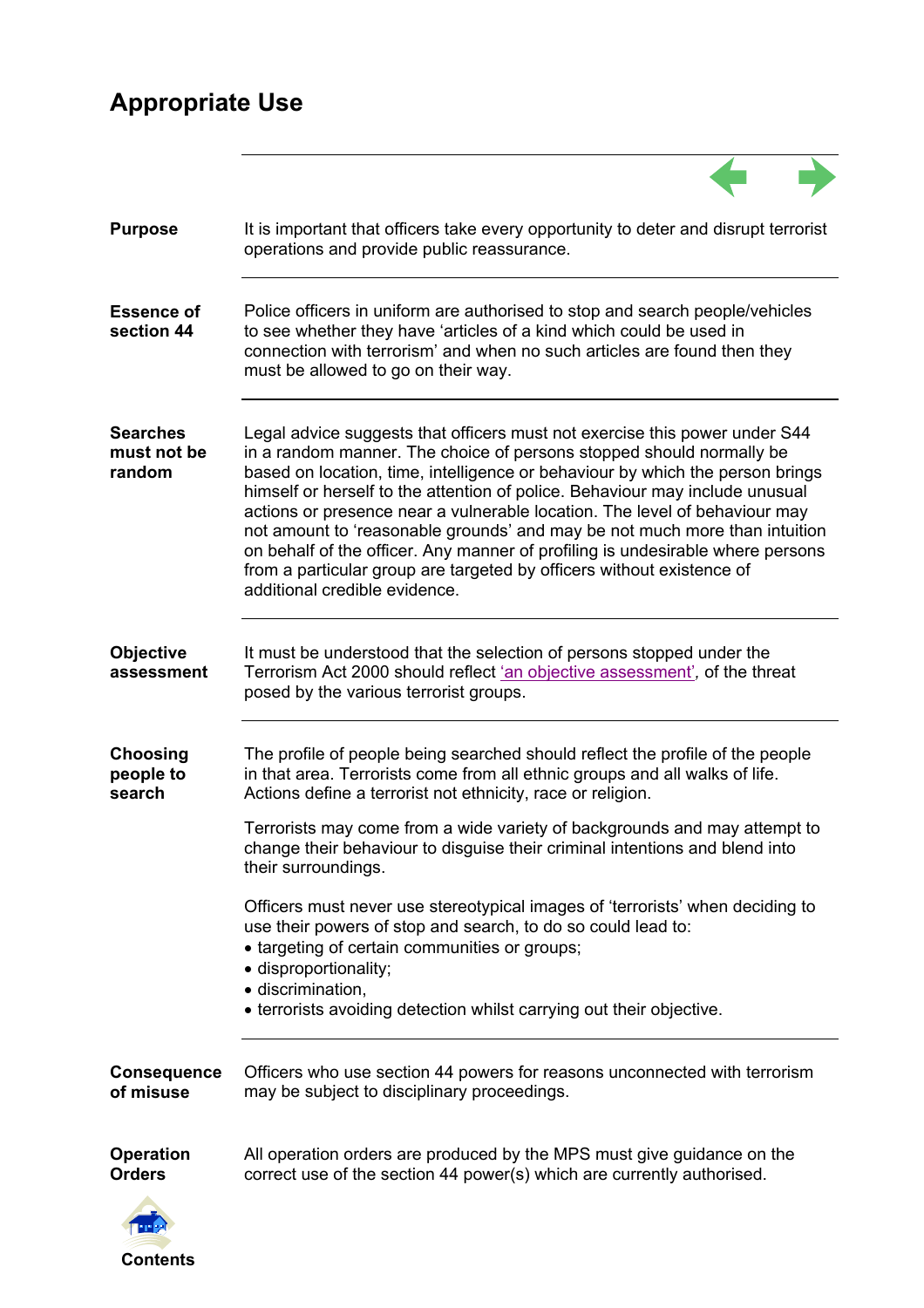# Appropriate Use

| | |
|---|---|
| **Purpose** | It is important that officers take every opportunity to deter and disrupt terrorist operations and provide public reassurance. |
| **Essence of section 44** | Police officers in uniform are authorised to stop and search people/vehicles to see whether they have 'articles of a kind which could be used in connection with terrorism' and when no such articles are found then they must be allowed to go on their way. |
| **Searches must not be random** | Legal advice suggests that officers must not exercise this power under S44 in a random manner. The choice of persons stopped should normally be based on location, time, intelligence or behaviour by which the person brings himself or herself to the attention of police. Behaviour may include unusual actions or presence near a vulnerable location. The level of behaviour may not amount to 'reasonable grounds' and may be not much more than intuition on behalf of the officer. Any manner of profiling is undesirable where persons from a particular group are targeted by officers without existence of additional credible evidence. |
| **Objective assessment** | It must be understood that the selection of persons stopped under the Terrorism Act 2000 should reflect 'an objective assessment', of the threat posed by the various terrorist groups. |
| **Choosing people to search** | The profile of people being searched should reflect the profile of the people in that area. Terrorists come from all ethnic groups and all walks of life. Actions define a terrorist not ethnicity, race or religion.<br><br>Terrorists may come from a wide variety of backgrounds and may attempt to change their behaviour to disguise their criminal intentions and blend into their surroundings.<br><br>Officers must never use stereotypical images of 'terrorists' when deciding to use their powers of stop and search, to do so could lead to:<br>• targeting of certain communities or groups;<br>• disproportionality;<br>• discrimination,<br>• terrorists avoiding detection whilst carrying out their objective. |
| **Consequence of misuse** | Officers who use section 44 powers for reasons unconnected with terrorism may be subject to disciplinary proceedings. |
| **Operation Orders** | All operation orders are produced by the MPS must give guidance on the correct use of the section 44 power(s) which are currently authorised. |

Contents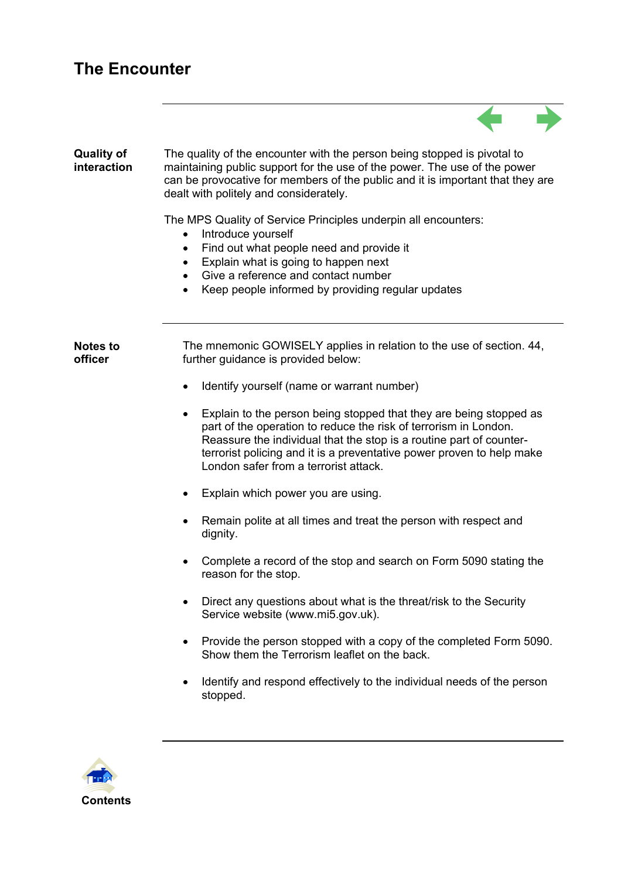# The Encounter

**Quality of interaction**

The quality of the encounter with the person being stopped is pivotal to maintaining public support for the use of the power. The use of the power can be provocative for members of the public and it is important that they are dealt with politely and considerately.

The MPS Quality of Service Principles underpin all encounters:

- Introduce yourself
- Find out what people need and provide it
- Explain what is going to happen next
- Give a reference and contact number
- Keep people informed by providing regular updates

**Notes to officer**

The mnemonic GOWISELY applies in relation to the use of section. 44, further guidance is provided below:

- Identify yourself (name or warrant number)
- Explain to the person being stopped that they are being stopped as part of the operation to reduce the risk of terrorism in London. Reassure the individual that the stop is a routine part of counter-terrorist policing and it is a preventative power proven to help make London safer from a terrorist attack.
- Explain which power you are using.
- Remain polite at all times and treat the person with respect and dignity.
- Complete a record of the stop and search on Form 5090 stating the reason for the stop.
- Direct any questions about what is the threat/risk to the Security Service website (www.mi5.gov.uk).
- Provide the person stopped with a copy of the completed Form 5090. Show them the Terrorism leaflet on the back.
- Identify and respond effectively to the individual needs of the person stopped.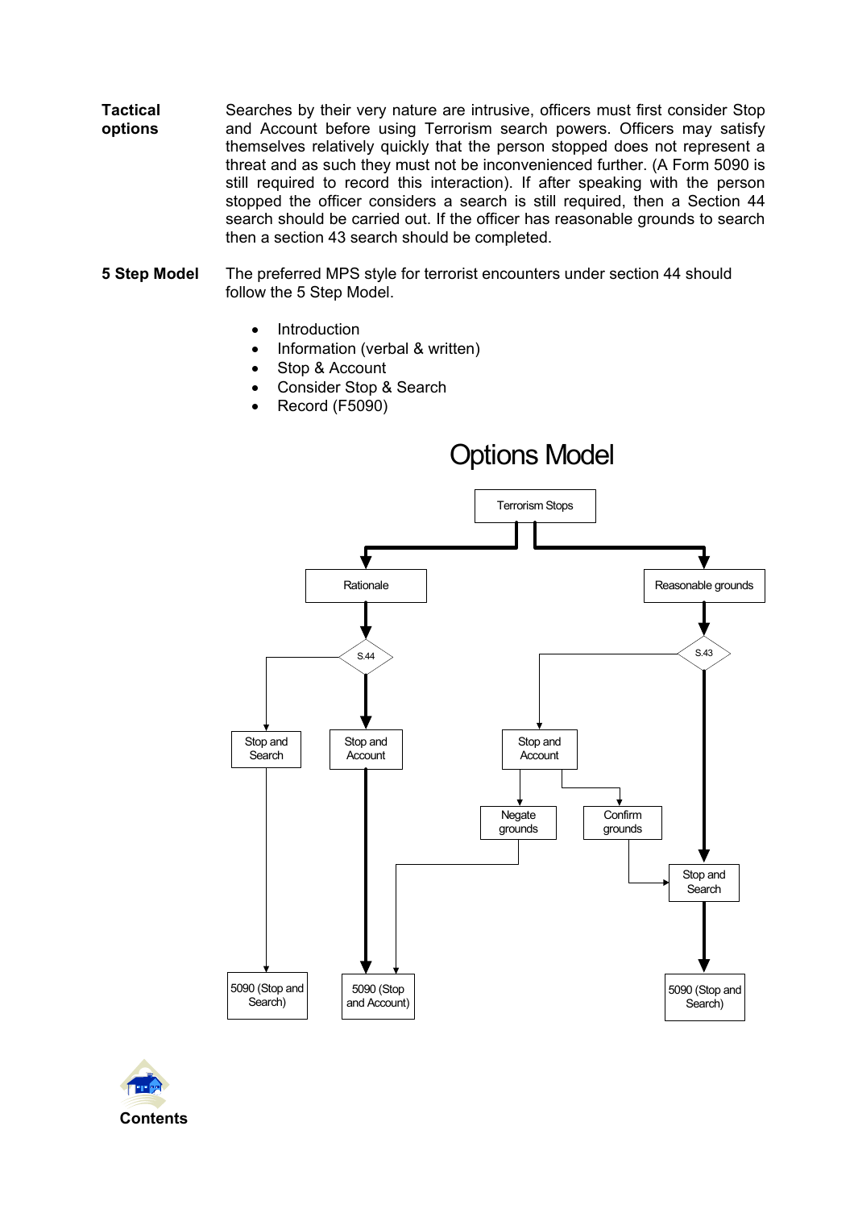**Tactical options**

Searches by their very nature are intrusive, officers must first consider Stop and Account before using Terrorism search powers. Officers may satisfy themselves relatively quickly that the person stopped does not represent a threat and as such they must not be inconvenienced further. (A Form 5090 is still required to record this interaction). If after speaking with the person stopped the officer considers a search is still required, then a Section 44 search should be carried out. If the officer has reasonable grounds to search then a section 43 search should be completed.

**5 Step Model**

The preferred MPS style for terrorist encounters under section 44 should follow the 5 Step Model.

- Introduction
- Information (verbal & written)
- Stop & Account
- Consider Stop & Search
- Record (F5090)

## Options Model

Terrorism Stops

- Rationale → S.44
  - Stop and Search → 5090 (Stop and Search)
  - Stop and Account → 5090 (Stop and Account)
- Reasonable grounds → S.43
  - Stop and Account
    - Negate grounds → 5090 (Stop and Account)
    - Confirm grounds → Stop and Search
  - Stop and Search → 5090 (Stop and Search)

Contents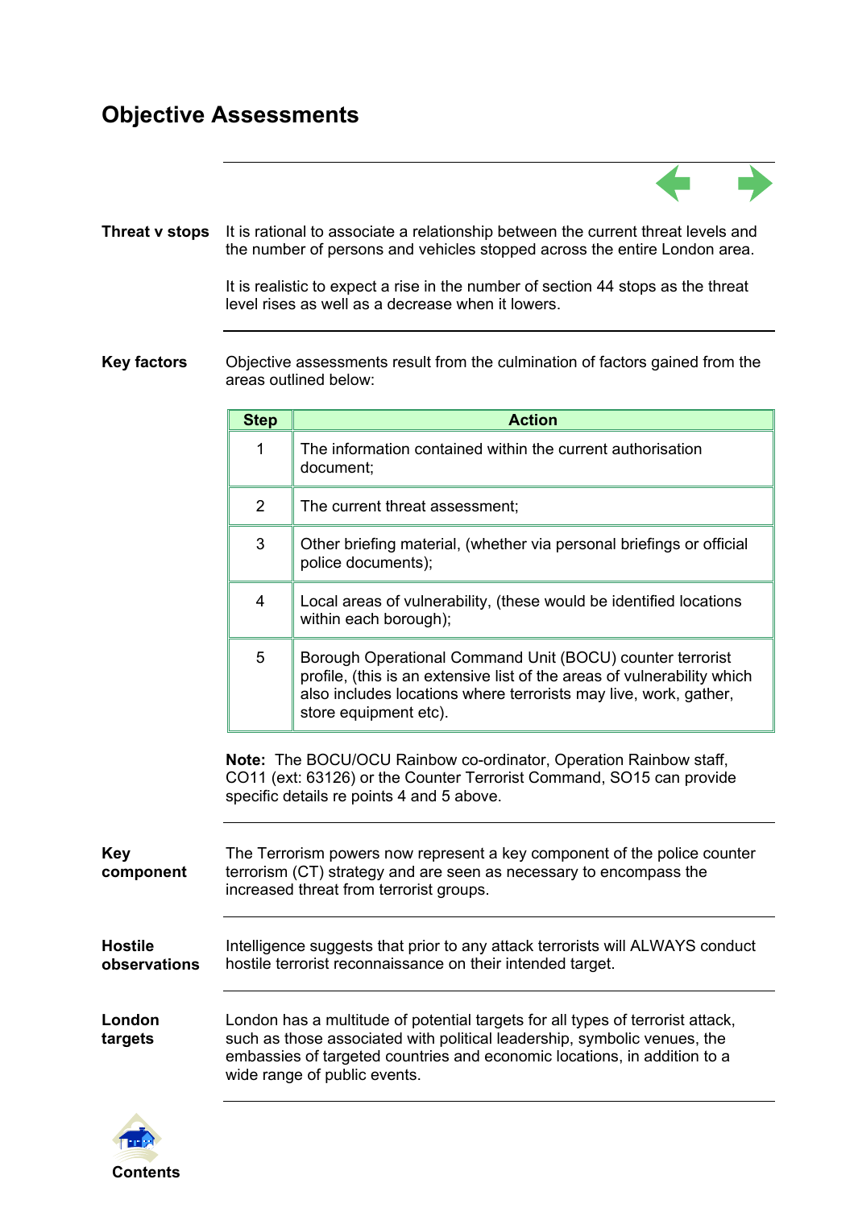# Objective Assessments

**Threat v stops**

It is rational to associate a relationship between the current threat levels and the number of persons and vehicles stopped across the entire London area.

It is realistic to expect a rise in the number of section 44 stops as the threat level rises as well as a decrease when it lowers.

**Key factors**

Objective assessments result from the culmination of factors gained from the areas outlined below:

| Step | Action |
|---|---|
| 1 | The information contained within the current authorisation document; |
| 2 | The current threat assessment; |
| 3 | Other briefing material, (whether via personal briefings or official police documents); |
| 4 | Local areas of vulnerability, (these would be identified locations within each borough); |
| 5 | Borough Operational Command Unit (BOCU) counter terrorist profile, (this is an extensive list of the areas of vulnerability which also includes locations where terrorists may live, work, gather, store equipment etc). |

**Note:** The BOCU/OCU Rainbow co-ordinator, Operation Rainbow staff, CO11 (ext: 63126) or the Counter Terrorist Command, SO15 can provide specific details re points 4 and 5 above.

**Key component**

The Terrorism powers now represent a key component of the police counter terrorism (CT) strategy and are seen as necessary to encompass the increased threat from terrorist groups.

**Hostile observations**

Intelligence suggests that prior to any attack terrorists will ALWAYS conduct hostile terrorist reconnaissance on their intended target.

**London targets**

London has a multitude of potential targets for all types of terrorist attack, such as those associated with political leadership, symbolic venues, the embassies of targeted countries and economic locations, in addition to a wide range of public events.

Contents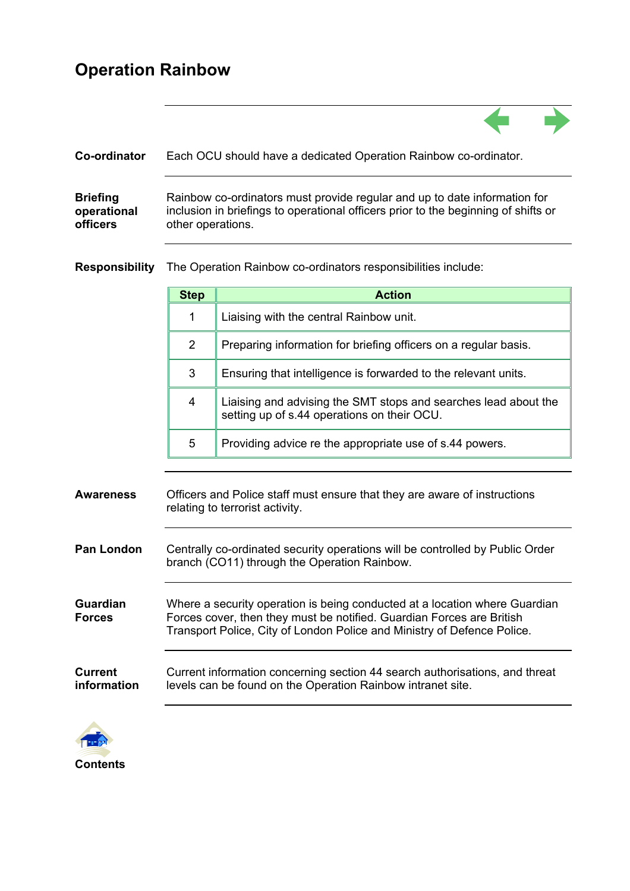# Operation Rainbow

**Co-ordinator**

Each OCU should have a dedicated Operation Rainbow co-ordinator.

**Briefing operational officers**

Rainbow co-ordinators must provide regular and up to date information for inclusion in briefings to operational officers prior to the beginning of shifts or other operations.

**Responsibility**

The Operation Rainbow co-ordinators responsibilities include:

| Step | Action |
|---|---|
| 1 | Liaising with the central Rainbow unit. |
| 2 | Preparing information for briefing officers on a regular basis. |
| 3 | Ensuring that intelligence is forwarded to the relevant units. |
| 4 | Liaising and advising the SMT stops and searches lead about the setting up of s.44 operations on their OCU. |
| 5 | Providing advice re the appropriate use of s.44 powers. |

**Awareness**

Officers and Police staff must ensure that they are aware of instructions relating to terrorist activity.

**Pan London**

Centrally co-ordinated security operations will be controlled by Public Order branch (CO11) through the Operation Rainbow.

**Guardian Forces**

Where a security operation is being conducted at a location where Guardian Forces cover, then they must be notified. Guardian Forces are British Transport Police, City of London Police and Ministry of Defence Police.

**Current information**

Current information concerning section 44 search authorisations, and threat levels can be found on the Operation Rainbow intranet site.

**Contents**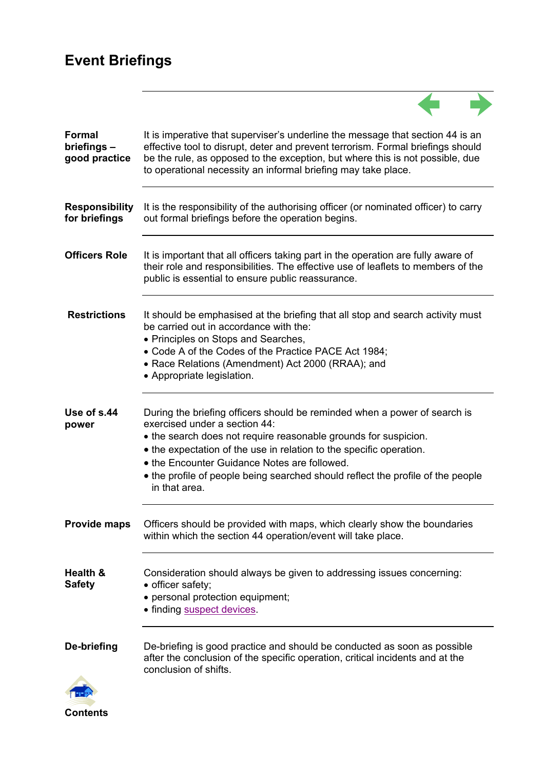# Event Briefings

**Formal briefings – good practice**

It is imperative that superviser's underline the message that section 44 is an effective tool to disrupt, deter and prevent terrorism. Formal briefings should be the rule, as opposed to the exception, but where this is not possible, due to operational necessity an informal briefing may take place.

**Responsibility for briefings**

It is the responsibility of the authorising officer (or nominated officer) to carry out formal briefings before the operation begins.

**Officers Role**

It is important that all officers taking part in the operation are fully aware of their role and responsibilities. The effective use of leaflets to members of the public is essential to ensure public reassurance.

**Restrictions**

It should be emphasised at the briefing that all stop and search activity must be carried out in accordance with the:

- Principles on Stops and Searches,
- Code A of the Codes of the Practice PACE Act 1984;
- Race Relations (Amendment) Act 2000 (RRAA); and
- Appropriate legislation.

**Use of s.44 power**

During the briefing officers should be reminded when a power of search is exercised under a section 44:

- the search does not require reasonable grounds for suspicion.
- the expectation of the use in relation to the specific operation.
- the Encounter Guidance Notes are followed.
- the profile of people being searched should reflect the profile of the people in that area.

**Provide maps**

Officers should be provided with maps, which clearly show the boundaries within which the section 44 operation/event will take place.

**Health & Safety**

Consideration should always be given to addressing issues concerning:

- officer safety;
- personal protection equipment;
- finding suspect devices.

**De-briefing**

De-briefing is good practice and should be conducted as soon as possible after the conclusion of the specific operation, critical incidents and at the conclusion of shifts.

Contents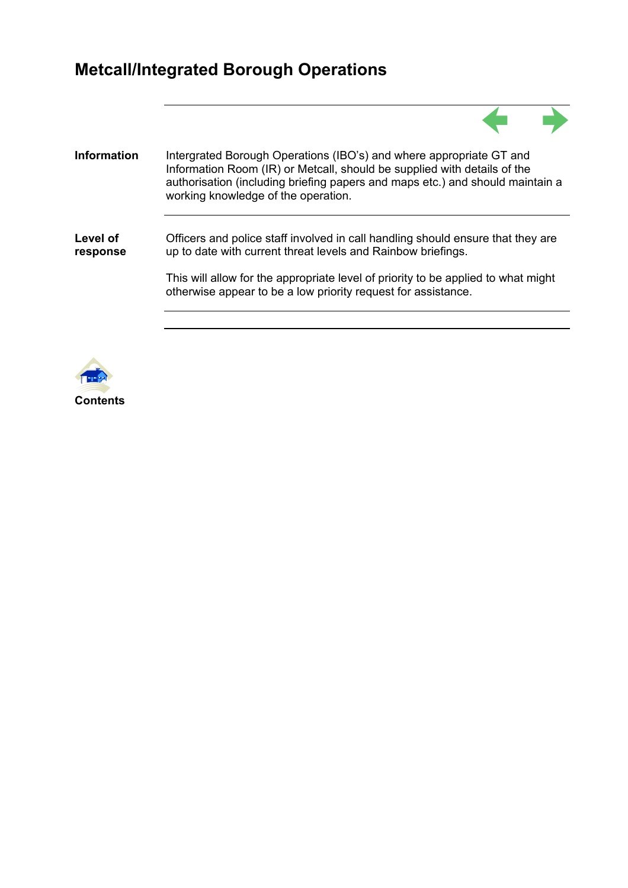# Metcall/Integrated Borough Operations

| | |
|---|---|
| **Information** | Intergrated Borough Operations (IBO's) and where appropriate GT and Information Room (IR) or Metcall, should be supplied with details of the authorisation (including briefing papers and maps etc.) and should maintain a working knowledge of the operation. |
| **Level of response** | Officers and police staff involved in call handling should ensure that they are up to date with current threat levels and Rainbow briefings.<br><br>This will allow for the appropriate level of priority to be applied to what might otherwise appear to be a low priority request for assistance. |

**Contents**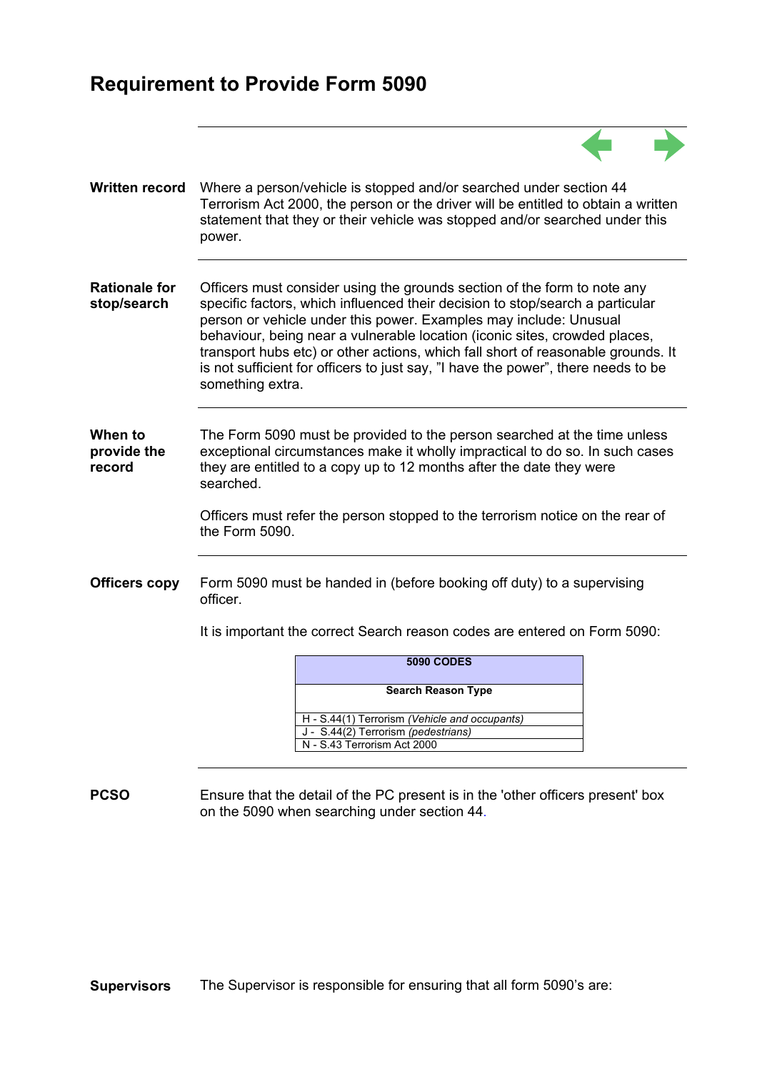# Requirement to Provide Form 5090

**Written record**

Where a person/vehicle is stopped and/or searched under section 44 Terrorism Act 2000, the person or the driver will be entitled to obtain a written statement that they or their vehicle was stopped and/or searched under this power.

**Rationale for stop/search**

Officers must consider using the grounds section of the form to note any specific factors, which influenced their decision to stop/search a particular person or vehicle under this power. Examples may include: Unusual behaviour, being near a vulnerable location (iconic sites, crowded places, transport hubs etc) or other actions, which fall short of reasonable grounds. It is not sufficient for officers to just say, "I have the power", there needs to be something extra.

**When to provide the record**

The Form 5090 must be provided to the person searched at the time unless exceptional circumstances make it wholly impractical to do so. In such cases they are entitled to a copy up to 12 months after the date they were searched.

Officers must refer the person stopped to the terrorism notice on the rear of the Form 5090.

**Officers copy**

Form 5090 must be handed in (before booking off duty) to a supervising officer.

It is important the correct Search reason codes are entered on Form 5090:

| 5090 CODES |
|---|
| **Search Reason Type** |
| H - S.44(1) Terrorism *(Vehicle and occupants)* |
| J - S.44(2) Terrorism *(pedestrians)* |
| N - S.43 Terrorism Act 2000 |

**PCSO**

Ensure that the detail of the PC present is in the 'other officers present' box on the 5090 when searching under section 44.

**Supervisors**

The Supervisor is responsible for ensuring that all form 5090's are: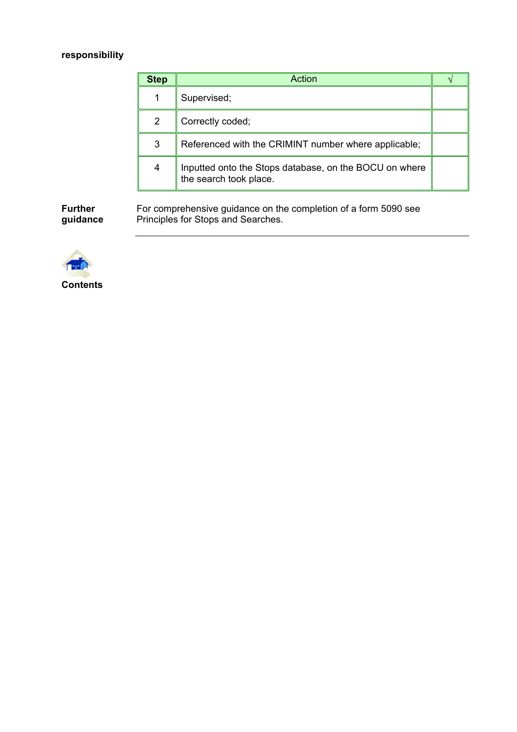**responsibility**

| Step | Action | √ |
|---|---|---|
| 1 | Supervised; | |
| 2 | Correctly coded; | |
| 3 | Referenced with the CRIMINT number where applicable; | |
| 4 | Inputted onto the Stops database, on the BOCU on where the search took place. | |

**Further guidance**

For comprehensive guidance on the completion of a form 5090 see Principles for Stops and Searches.

---

**Contents**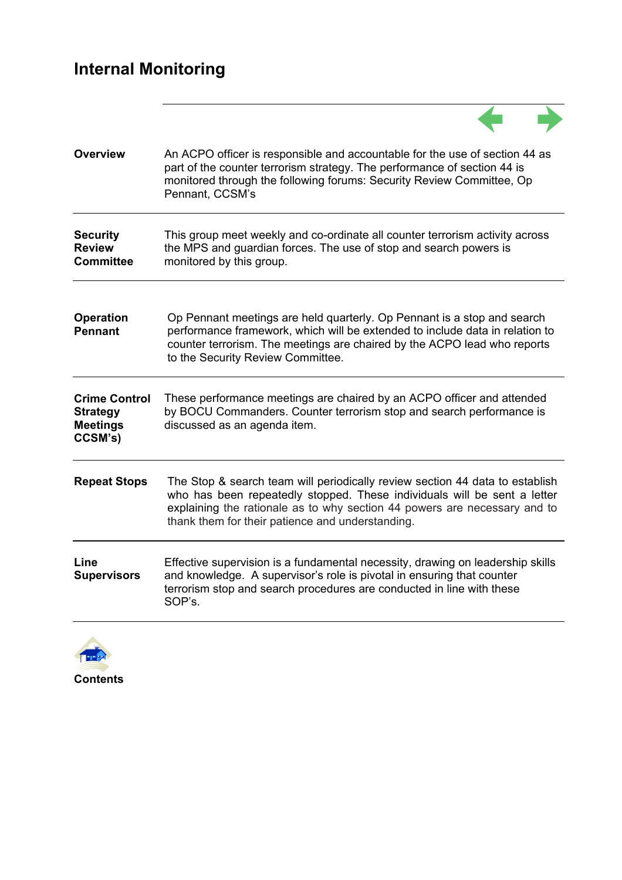# Internal Monitoring

| | |
|---|---|
| **Overview** | An ACPO officer is responsible and accountable for the use of section 44 as part of the counter terrorism strategy. The performance of section 44 is monitored through the following forums: Security Review Committee, Op Pennant, CCSM's |
| **Security Review Committee** | This group meet weekly and co-ordinate all counter terrorism activity across the MPS and guardian forces. The use of stop and search powers is monitored by this group. |
| **Operation Pennant** | Op Pennant meetings are held quarterly. Op Pennant is a stop and search performance framework, which will be extended to include data in relation to counter terrorism. The meetings are chaired by the ACPO lead who reports to the Security Review Committee. |
| **Crime Control Strategy Meetings CCSM's)** | These performance meetings are chaired by an ACPO officer and attended by BOCU Commanders. Counter terrorism stop and search performance is discussed as an agenda item. |
| **Repeat Stops** | The Stop & search team will periodically review section 44 data to establish who has been repeatedly stopped. These individuals will be sent a letter explaining the rationale as to why section 44 powers are necessary and to thank them for their patience and understanding. |
| **Line Supervisors** | Effective supervision is a fundamental necessity, drawing on leadership skills and knowledge. A supervisor's role is pivotal in ensuring that counter terrorism stop and search procedures are conducted in line with these SOP's. |

**Contents**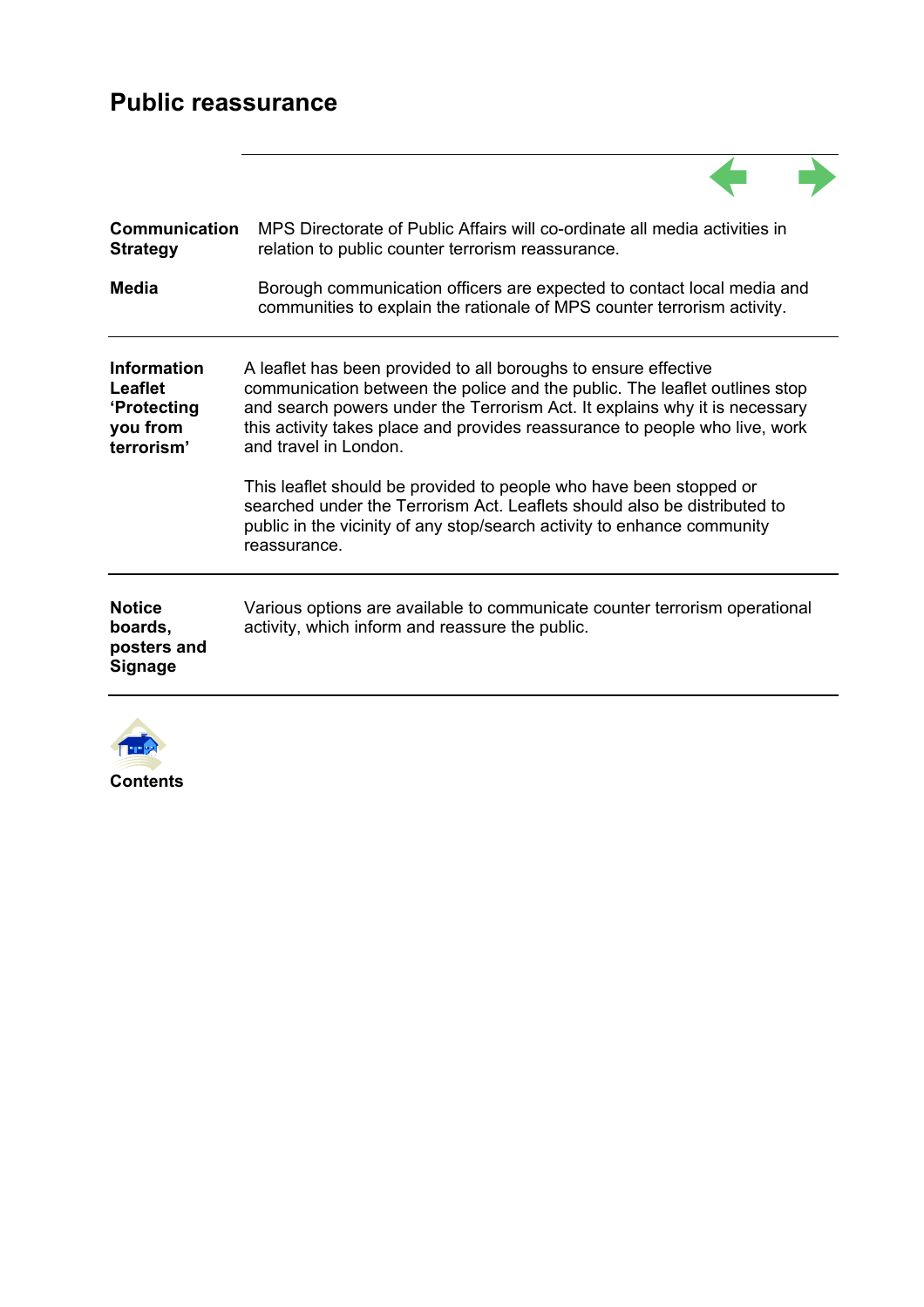# Public reassurance

**Communication Strategy**

MPS Directorate of Public Affairs will co-ordinate all media activities in relation to public counter terrorism reassurance.

**Media**

Borough communication officers are expected to contact local media and communities to explain the rationale of MPS counter terrorism activity.

---

**Information Leaflet 'Protecting you from terrorism'**

A leaflet has been provided to all boroughs to ensure effective communication between the police and the public. The leaflet outlines stop and search powers under the Terrorism Act. It explains why it is necessary this activity takes place and provides reassurance to people who live, work and travel in London.

This leaflet should be provided to people who have been stopped or searched under the Terrorism Act. Leaflets should also be distributed to public in the vicinity of any stop/search activity to enhance community reassurance.

---

**Notice boards, posters and Signage**

Various options are available to communicate counter terrorism operational activity, which inform and reassure the public.

---

**Contents**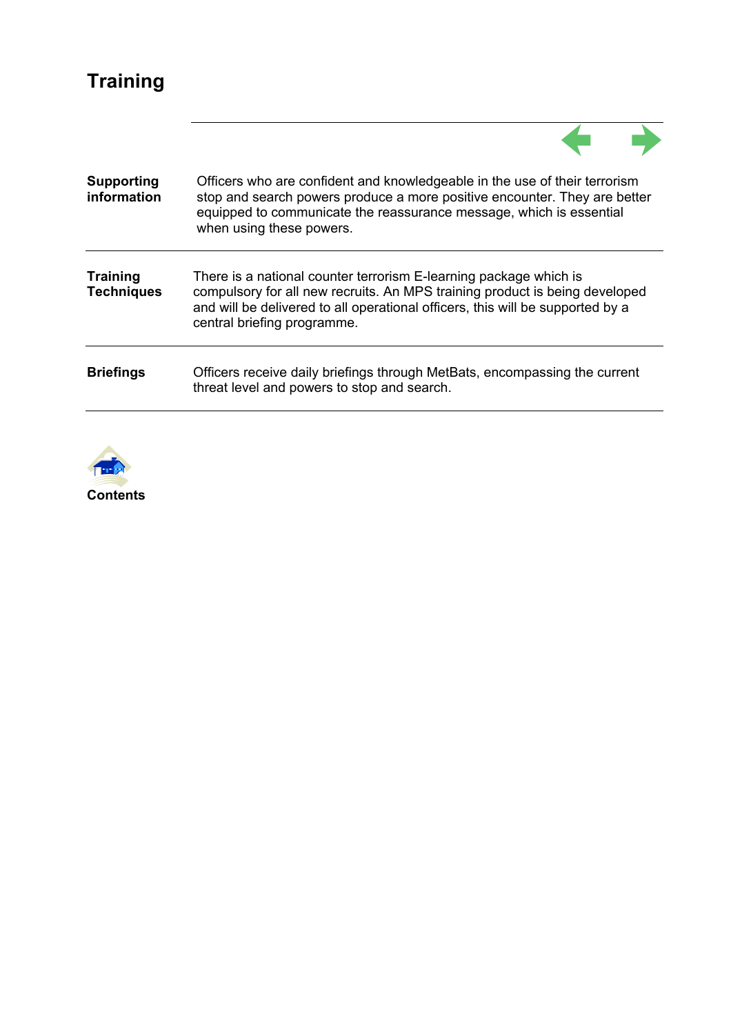# Training

| | |
|---|---|
| **Supporting information** | Officers who are confident and knowledgeable in the use of their terrorism stop and search powers produce a more positive encounter. They are better equipped to communicate the reassurance message, which is essential when using these powers. |
| **Training Techniques** | There is a national counter terrorism E-learning package which is compulsory for all new recruits. An MPS training product is being developed and will be delivered to all operational officers, this will be supported by a central briefing programme. |
| **Briefings** | Officers receive daily briefings through MetBats, encompassing the current threat level and powers to stop and search. |

**Contents**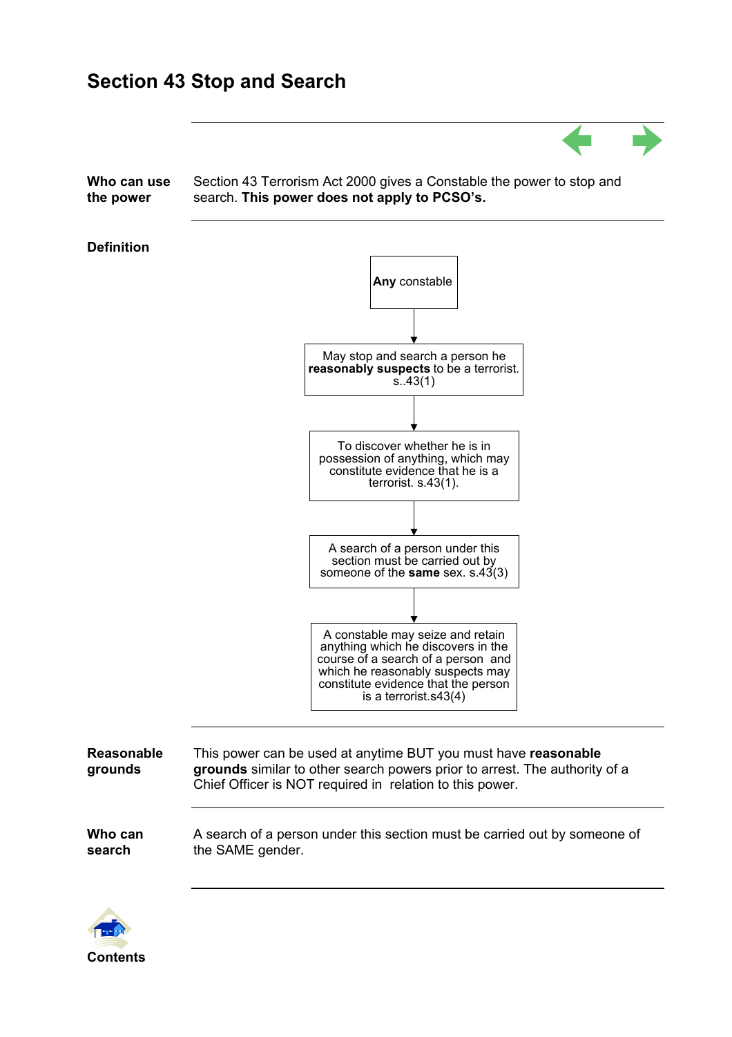# Section 43 Stop and Search

**Who can use the power**

Section 43 Terrorism Act 2000 gives a Constable the power to stop and search. **This power does not apply to PCSO's.**

**Definition**

**Any** constable

↓

May stop and search a person he **reasonably suspects** to be a terrorist. s..43(1)

↓

To discover whether he is in possession of anything, which may constitute evidence that he is a terrorist. s.43(1).

↓

A search of a person under this section must be carried out by someone of the **same** sex. s.43(3)

↓

A constable may seize and retain anything which he discovers in the course of a search of a person and which he reasonably suspects may constitute evidence that the person is a terrorist.s43(4)

**Reasonable grounds**

This power can be used at anytime BUT you must have **reasonable grounds** similar to other search powers prior to arrest. The authority of a Chief Officer is NOT required in relation to this power.

**Who can search**

A search of a person under this section must be carried out by someone of the SAME gender.

**Contents**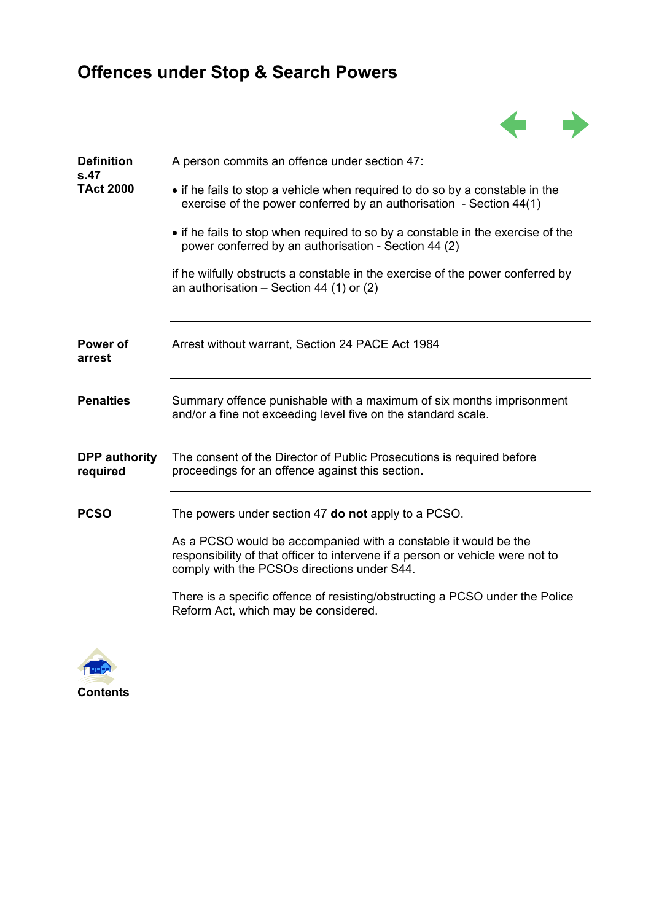# Offences under Stop & Search Powers

| | |
|---|---|
| **Definition s.47 TAct 2000** | A person commits an offence under section 47:<br><br>• if he fails to stop a vehicle when required to do so by a constable in the exercise of the power conferred by an authorisation - Section 44(1)<br><br>• if he fails to stop when required to so by a constable in the exercise of the power conferred by an authorisation - Section 44 (2)<br><br>if he wilfully obstructs a constable in the exercise of the power conferred by an authorisation – Section 44 (1) or (2) |
| **Power of arrest** | Arrest without warrant, Section 24 PACE Act 1984 |
| **Penalties** | Summary offence punishable with a maximum of six months imprisonment and/or a fine not exceeding level five on the standard scale. |
| **DPP authority required** | The consent of the Director of Public Prosecutions is required before proceedings for an offence against this section. |
| **PCSO** | The powers under section 47 **do not** apply to a PCSO.<br><br>As a PCSO would be accompanied with a constable it would be the responsibility of that officer to intervene if a person or vehicle were not to comply with the PCSOs directions under S44.<br><br>There is a specific offence of resisting/obstructing a PCSO under the Police Reform Act, which may be considered. |

**Contents**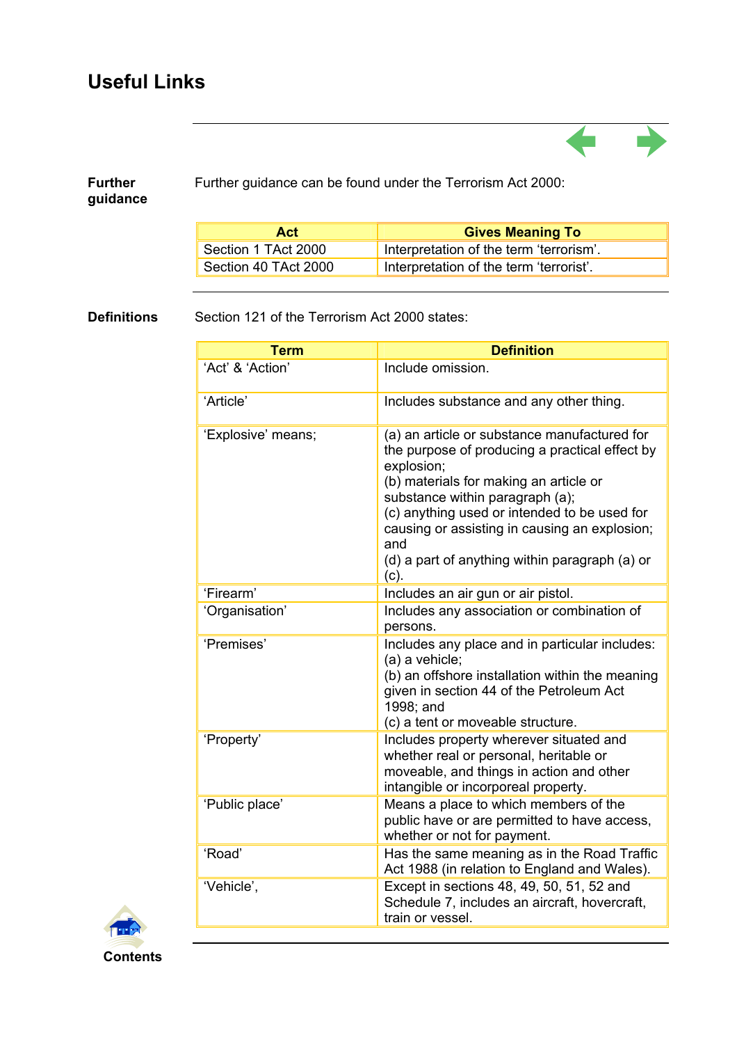# Useful Links

**Further guidance**

Further guidance can be found under the Terrorism Act 2000:

| Act | Gives Meaning To |
|---|---|
| Section 1 TAct 2000 | Interpretation of the term 'terrorism'. |
| Section 40 TAct 2000 | Interpretation of the term 'terrorist'. |

**Definitions**

Section 121 of the Terrorism Act 2000 states:

| Term | Definition |
|---|---|
| 'Act' & 'Action' | Include omission. |
| 'Article' | Includes substance and any other thing. |
| 'Explosive' means; | (a) an article or substance manufactured for the purpose of producing a practical effect by explosion;<br>(b) materials for making an article or substance within paragraph (a);<br>(c) anything used or intended to be used for causing or assisting in causing an explosion; and<br>(d) a part of anything within paragraph (a) or (c). |
| 'Firearm' | Includes an air gun or air pistol. |
| 'Organisation' | Includes any association or combination of persons. |
| 'Premises' | Includes any place and in particular includes:<br>(a) a vehicle;<br>(b) an offshore installation within the meaning given in section 44 of the Petroleum Act 1998; and<br>(c) a tent or moveable structure. |
| 'Property' | Includes property wherever situated and whether real or personal, heritable or moveable, and things in action and other intangible or incorporeal property. |
| 'Public place' | Means a place to which members of the public have or are permitted to have access, whether or not for payment. |
| 'Road' | Has the same meaning as in the Road Traffic Act 1988 (in relation to England and Wales). |
| 'Vehicle', | Except in sections 48, 49, 50, 51, 52 and Schedule 7, includes an aircraft, hovercraft, train or vessel. |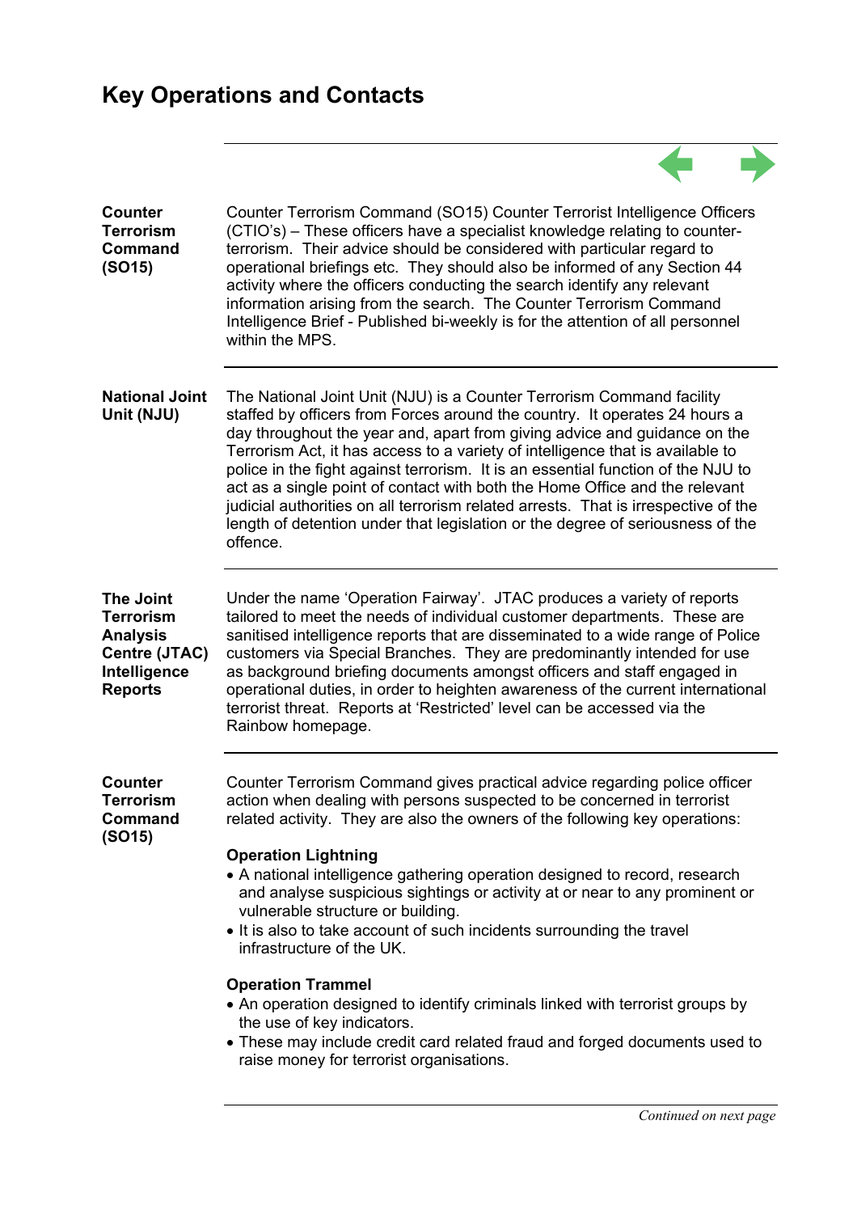# Key Operations and Contacts

**Counter Terrorism Command (SO15)**

Counter Terrorism Command (SO15) Counter Terrorist Intelligence Officers (CTIO's) – These officers have a specialist knowledge relating to counter-terrorism. Their advice should be considered with particular regard to operational briefings etc. They should also be informed of any Section 44 activity where the officers conducting the search identify any relevant information arising from the search. The Counter Terrorism Command Intelligence Brief - Published bi-weekly is for the attention of all personnel within the MPS.

---

**National Joint Unit (NJU)**

The National Joint Unit (NJU) is a Counter Terrorism Command facility staffed by officers from Forces around the country. It operates 24 hours a day throughout the year and, apart from giving advice and guidance on the Terrorism Act, it has access to a variety of intelligence that is available to police in the fight against terrorism. It is an essential function of the NJU to act as a single point of contact with both the Home Office and the relevant judicial authorities on all terrorism related arrests. That is irrespective of the length of detention under that legislation or the degree of seriousness of the offence.

---

**The Joint Terrorism Analysis Centre (JTAC) Intelligence Reports**

Under the name 'Operation Fairway'. JTAC produces a variety of reports tailored to meet the needs of individual customer departments. These are sanitised intelligence reports that are disseminated to a wide range of Police customers via Special Branches. They are predominantly intended for use as background briefing documents amongst officers and staff engaged in operational duties, in order to heighten awareness of the current international terrorist threat. Reports at 'Restricted' level can be accessed via the Rainbow homepage.

---

**Counter Terrorism Command (SO15)**

Counter Terrorism Command gives practical advice regarding police officer action when dealing with persons suspected to be concerned in terrorist related activity. They are also the owners of the following key operations:

**Operation Lightning**

- A national intelligence gathering operation designed to record, research and analyse suspicious sightings or activity at or near to any prominent or vulnerable structure or building.
- It is also to take account of such incidents surrounding the travel infrastructure of the UK.

**Operation Trammel**

- An operation designed to identify criminals linked with terrorist groups by the use of key indicators.
- These may include credit card related fraud and forged documents used to raise money for terrorist organisations.

*Continued on next page*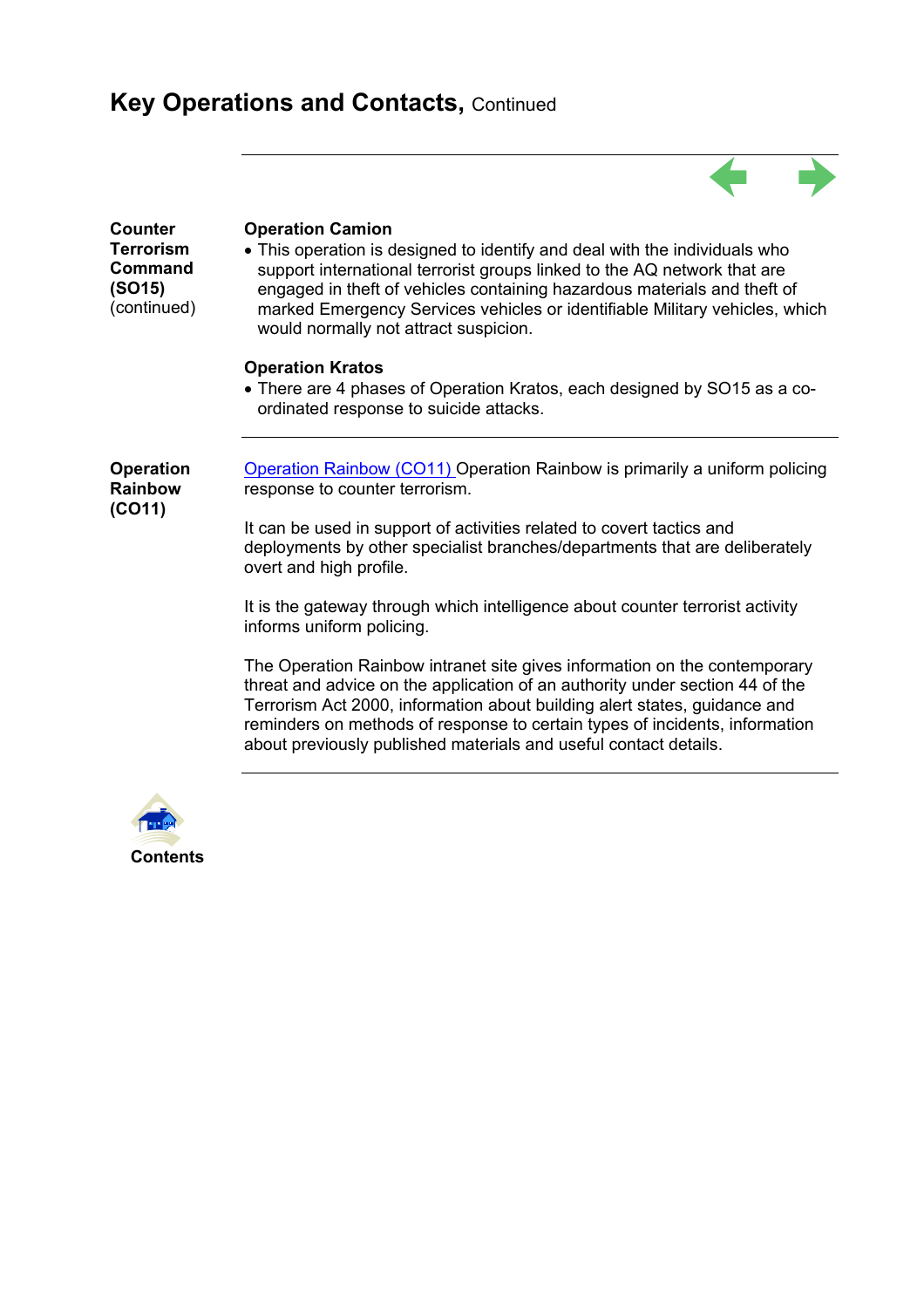## Key Operations and Contacts, Continued

**Counter Terrorism Command (SO15)** (continued)

**Operation Camion**

- This operation is designed to identify and deal with the individuals who support international terrorist groups linked to the AQ network that are engaged in theft of vehicles containing hazardous materials and theft of marked Emergency Services vehicles or identifiable Military vehicles, which would normally not attract suspicion.

**Operation Kratos**

- There are 4 phases of Operation Kratos, each designed by SO15 as a co-ordinated response to suicide attacks.

---

**Operation Rainbow (CO11)**

Operation Rainbow (CO11) Operation Rainbow is primarily a uniform policing response to counter terrorism.

It can be used in support of activities related to covert tactics and deployments by other specialist branches/departments that are deliberately overt and high profile.

It is the gateway through which intelligence about counter terrorist activity informs uniform policing.

The Operation Rainbow intranet site gives information on the contemporary threat and advice on the application of an authority under section 44 of the Terrorism Act 2000, information about building alert states, guidance and reminders on methods of response to certain types of incidents, information about previously published materials and useful contact details.

---

**Contents**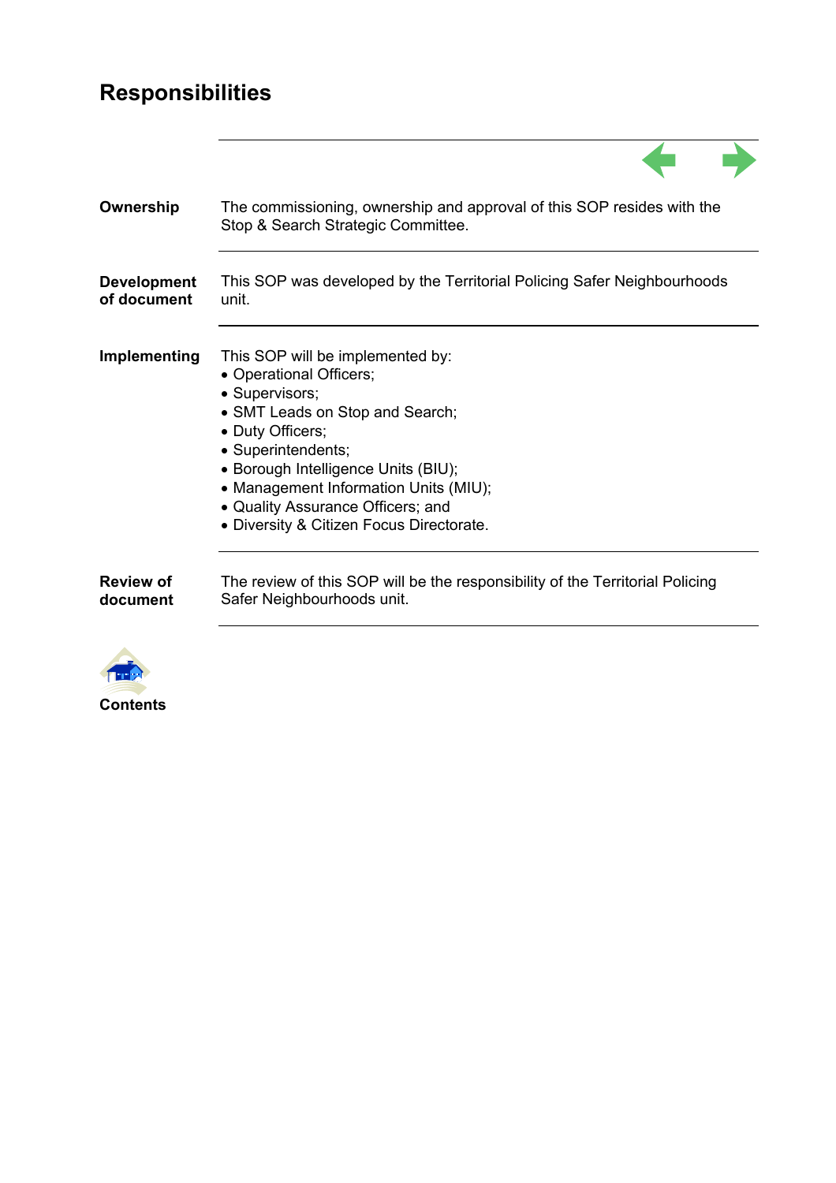# Responsibilities

**Ownership**

The commissioning, ownership and approval of this SOP resides with the Stop & Search Strategic Committee.

**Development of document**

This SOP was developed by the Territorial Policing Safer Neighbourhoods unit.

**Implementing**

This SOP will be implemented by:

- Operational Officers;
- Supervisors;
- SMT Leads on Stop and Search;
- Duty Officers;
- Superintendents;
- Borough Intelligence Units (BIU);
- Management Information Units (MIU);
- Quality Assurance Officers; and
- Diversity & Citizen Focus Directorate.

**Review of document**

The review of this SOP will be the responsibility of the Territorial Policing Safer Neighbourhoods unit.

**Contents**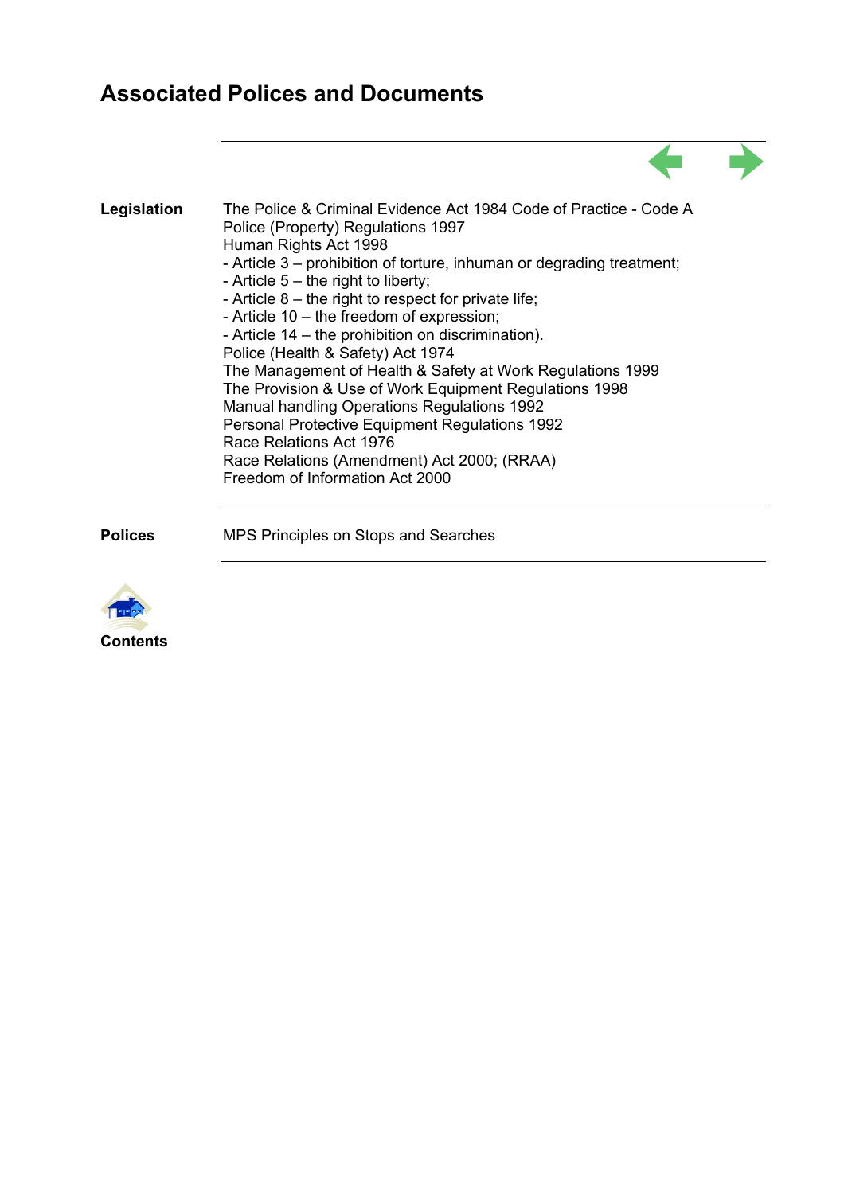## Associated Polices and Documents

**Legislation**

The Police & Criminal Evidence Act 1984 Code of Practice - Code A
Police (Property) Regulations 1997
Human Rights Act 1998
- Article 3 – prohibition of torture, inhuman or degrading treatment;
- Article 5 – the right to liberty;
- Article 8 – the right to respect for private life;
- Article 10 – the freedom of expression;
- Article 14 – the prohibition on discrimination).

Police (Health & Safety) Act 1974
The Management of Health & Safety at Work Regulations 1999
The Provision & Use of Work Equipment Regulations 1998
Manual handling Operations Regulations 1992
Personal Protective Equipment Regulations 1992
Race Relations Act 1976
Race Relations (Amendment) Act 2000; (RRAA)
Freedom of Information Act 2000

**Polices**

MPS Principles on Stops and Searches

**Contents**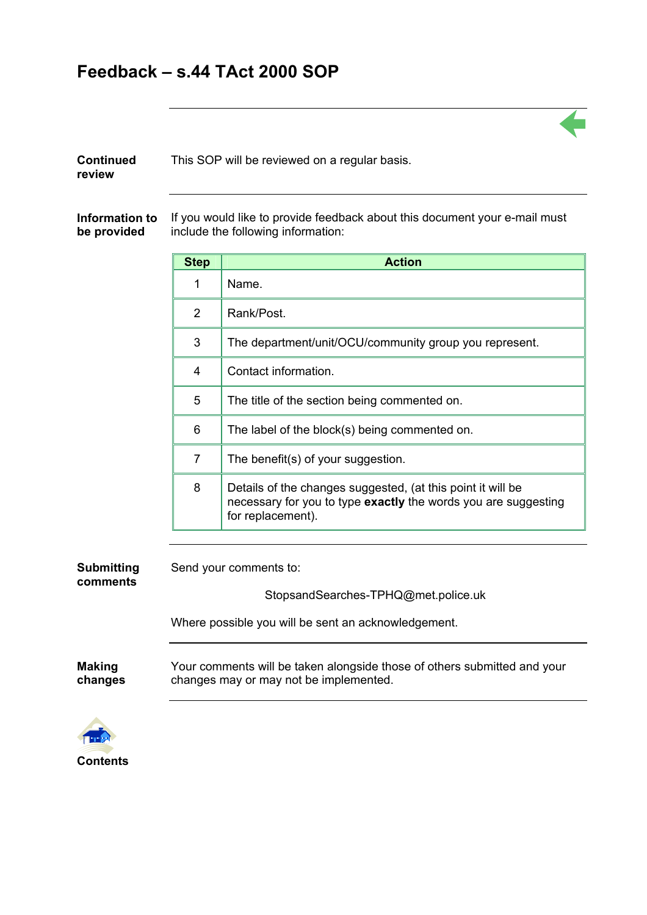# Feedback – s.44 TAct 2000 SOP

**Continued review**

This SOP will be reviewed on a regular basis.

**Information to be provided**

If you would like to provide feedback about this document your e-mail must include the following information:

| Step | Action |
|---|---|
| 1 | Name. |
| 2 | Rank/Post. |
| 3 | The department/unit/OCU/community group you represent. |
| 4 | Contact information. |
| 5 | The title of the section being commented on. |
| 6 | The label of the block(s) being commented on. |
| 7 | The benefit(s) of your suggestion. |
| 8 | Details of the changes suggested, (at this point it will be necessary for you to type **exactly** the words you are suggesting for replacement). |

**Submitting comments**

Send your comments to:

StopsandSearches-TPHQ@met.police.uk

Where possible you will be sent an acknowledgement.

**Making changes**

Your comments will be taken alongside those of others submitted and your changes may or may not be implemented.

**Contents**